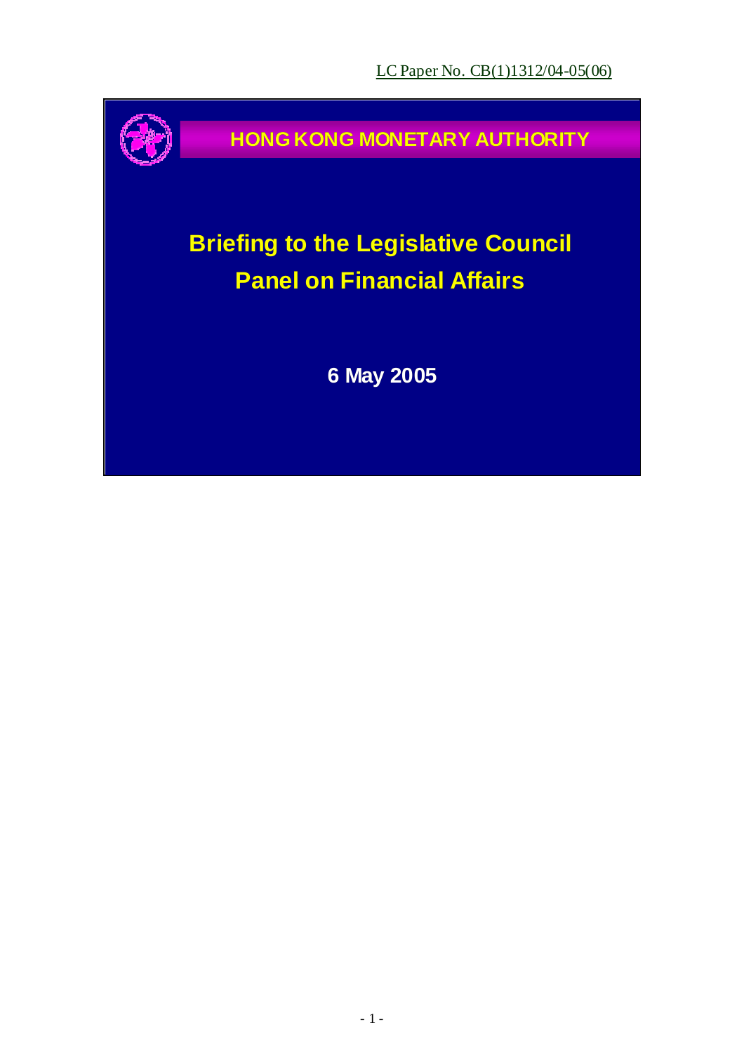LC Paper No. CB(1)1312/04-05(06)

HONG KONG MONETARY AUTHORITY

# Briefing to the Legislative Council Panel on Financial Affairs

**6 May 2005**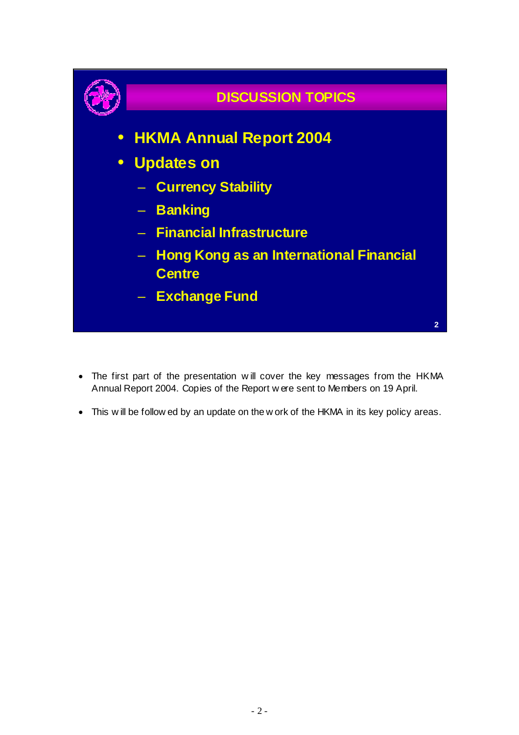## DISCUSSION TOPICS

- **HKMA Annual Report 2004**
- **Updates on**
  - **Currency Stability**
  - **Banking**
  - **Financial Infrastructure**
  - **Hong Kong as an International Financial Centre**
  - **Exchange Fund**

- The first part of the presentation will cover the key messages from the HKMA Annual Report 2004. Copies of the Report were sent to Members on 19 April.
- This will be followed by an update on the work of the HKMA in its key policy areas.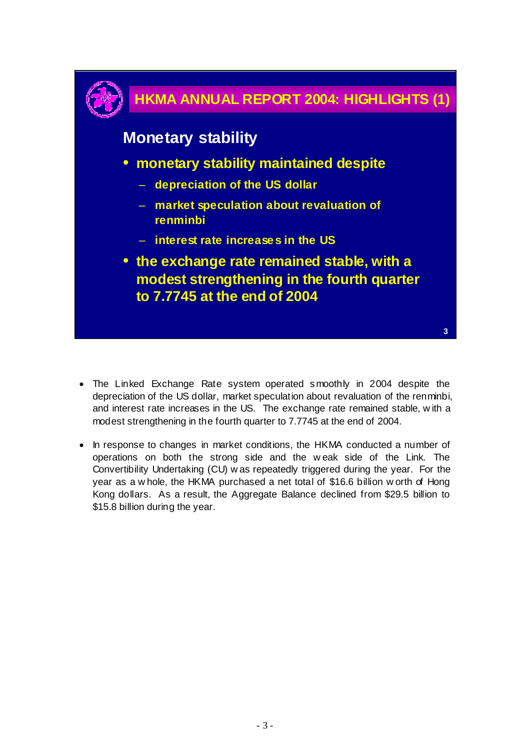## HKMA ANNUAL REPORT 2004: HIGHLIGHTS (1)

### Monetary stability

- **monetary stability maintained despite**
  - **depreciation of the US dollar**
  - **market speculation about revaluation of renminbi**
  - **interest rate increases in the US**
- **the exchange rate remained stable, with a modest strengthening in the fourth quarter to 7.7745 at the end of 2004**

---

- The Linked Exchange Rate system operated smoothly in 2004 despite the depreciation of the US dollar, market speculation about revaluation of the renminbi, and interest rate increases in the US. The exchange rate remained stable, with a modest strengthening in the fourth quarter to 7.7745 at the end of 2004.

- In response to changes in market conditions, the HKMA conducted a number of operations on both the strong side and the weak side of the Link. The Convertibility Undertaking (CU) was repeatedly triggered during the year. For the year as a whole, the HKMA purchased a net total of $16.6 billion worth of Hong Kong dollars. As a result, the Aggregate Balance declined from $29.5 billion to $15.8 billion during the year.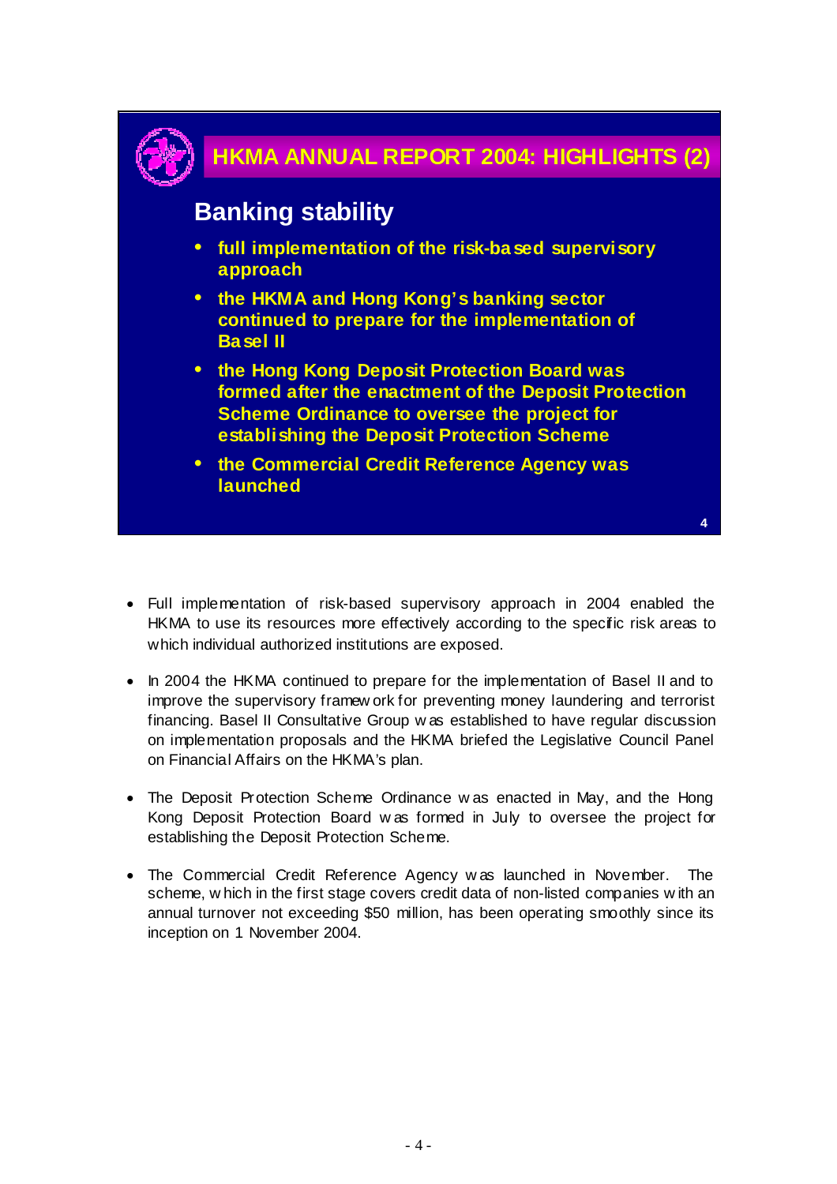## HKMA ANNUAL REPORT 2004: HIGHLIGHTS (2)

### Banking stability

- **full implementation of the risk-based supervisory approach**
- **the HKMA and Hong Kong's banking sector continued to prepare for the implementation of Basel II**
- **the Hong Kong Deposit Protection Board was formed after the enactment of the Deposit Protection Scheme Ordinance to oversee the project for establishing the Deposit Protection Scheme**
- **the Commercial Credit Reference Agency was launched**

- Full implementation of risk-based supervisory approach in 2004 enabled the HKMA to use its resources more effectively according to the specific risk areas to which individual authorized institutions are exposed.

- In 2004 the HKMA continued to prepare for the implementation of Basel II and to improve the supervisory framework for preventing money laundering and terrorist financing. Basel II Consultative Group was established to have regular discussion on implementation proposals and the HKMA briefed the Legislative Council Panel on Financial Affairs on the HKMA's plan.

- The Deposit Protection Scheme Ordinance was enacted in May, and the Hong Kong Deposit Protection Board was formed in July to oversee the project for establishing the Deposit Protection Scheme.

- The Commercial Credit Reference Agency was launched in November. The scheme, which in the first stage covers credit data of non-listed companies with an annual turnover not exceeding $50 million, has been operating smoothly since its inception on 1 November 2004.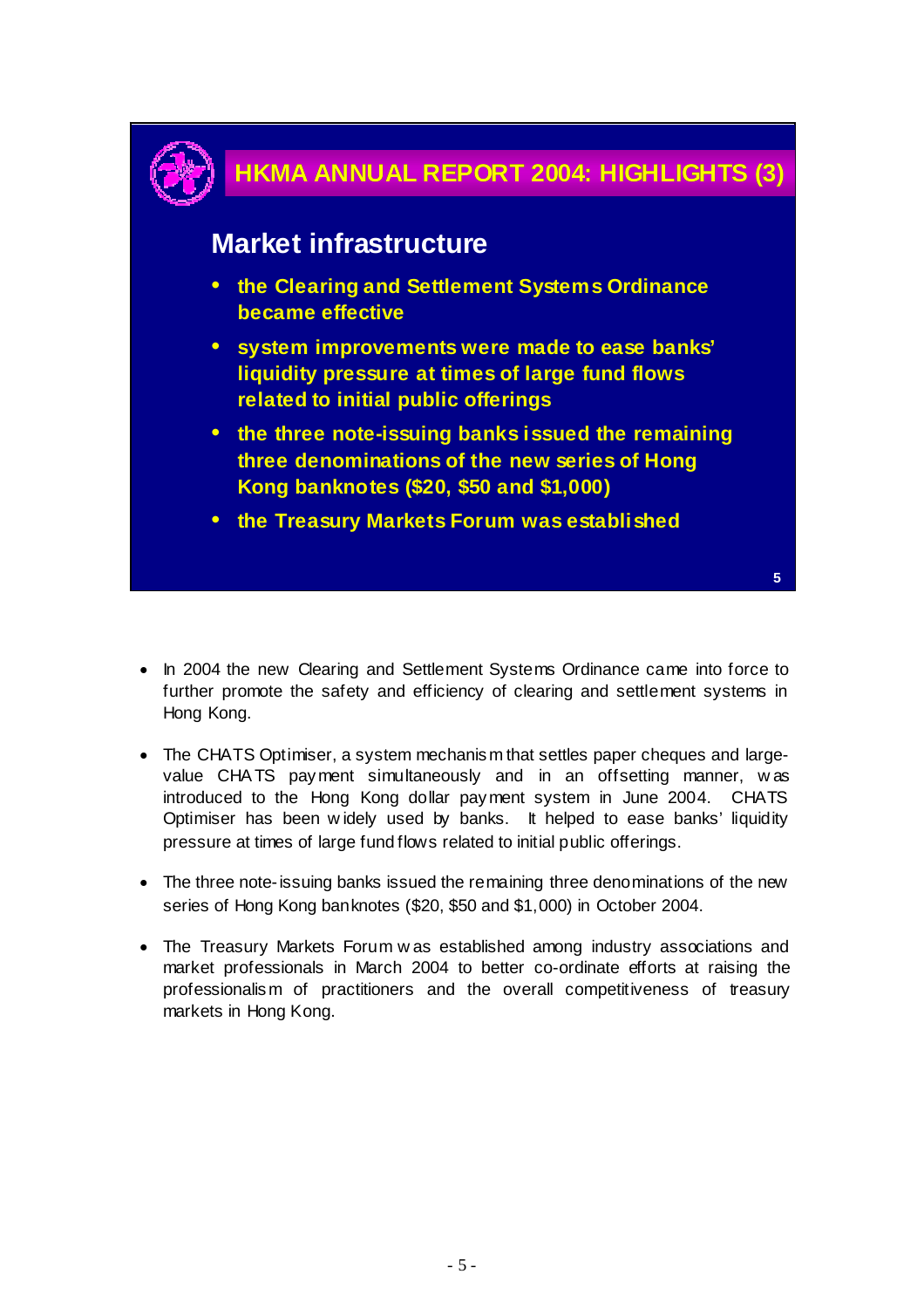## HKMA ANNUAL REPORT 2004: HIGHLIGHTS (3)

### Market infrastructure

- the Clearing and Settlement Systems Ordinance became effective
- system improvements were made to ease banks' liquidity pressure at times of large fund flows related to initial public offerings
- the three note-issuing banks issued the remaining three denominations of the new series of Hong Kong banknotes ($20, $50 and $1,000)
- the Treasury Markets Forum was established

- In 2004 the new Clearing and Settlement Systems Ordinance came into force to further promote the safety and efficiency of clearing and settlement systems in Hong Kong.

- The CHATS Optimiser, a system mechanism that settles paper cheques and large-value CHATS payment simultaneously and in an offsetting manner, was introduced to the Hong Kong dollar payment system in June 2004. CHATS Optimiser has been widely used by banks. It helped to ease banks' liquidity pressure at times of large fund flows related to initial public offerings.

- The three note-issuing banks issued the remaining three denominations of the new series of Hong Kong banknotes ($20, $50 and $1,000) in October 2004.

- The Treasury Markets Forum was established among industry associations and market professionals in March 2004 to better co-ordinate efforts at raising the professionalism of practitioners and the overall competitiveness of treasury markets in Hong Kong.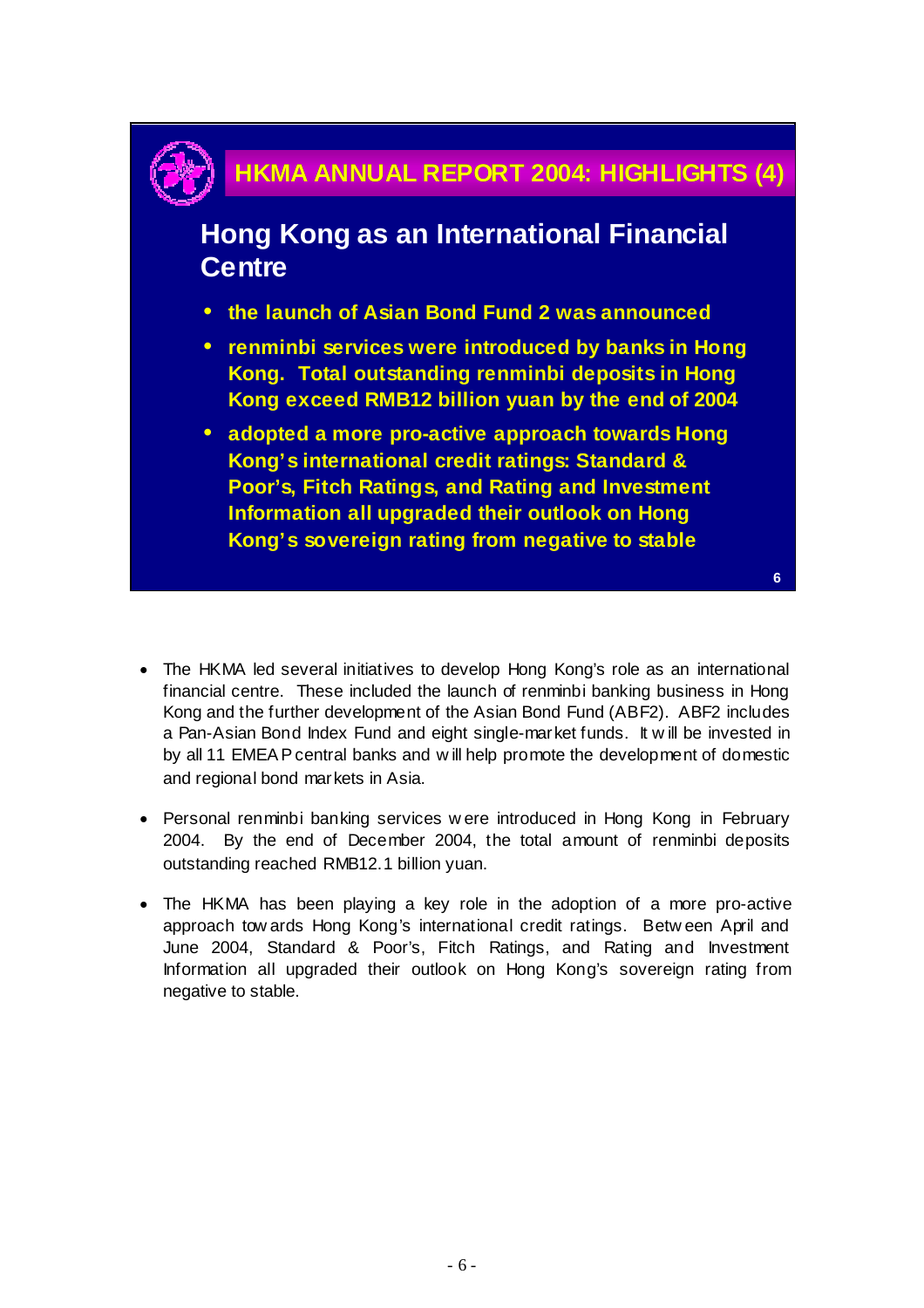## HKMA ANNUAL REPORT 2004: HIGHLIGHTS (4)

### Hong Kong as an International Financial Centre

- **the launch of Asian Bond Fund 2 was announced**
- **renminbi services were introduced by banks in Hong Kong. Total outstanding renminbi deposits in Hong Kong exceed RMB12 billion yuan by the end of 2004**
- **adopted a more pro-active approach towards Hong Kong's international credit ratings: Standard & Poor's, Fitch Ratings, and Rating and Investment Information all upgraded their outlook on Hong Kong's sovereign rating from negative to stable**

- The HKMA led several initiatives to develop Hong Kong's role as an international financial centre. These included the launch of renminbi banking business in Hong Kong and the further development of the Asian Bond Fund (ABF2). ABF2 includes a Pan-Asian Bond Index Fund and eight single-market funds. It will be invested in by all 11 EMEAP central banks and will help promote the development of domestic and regional bond markets in Asia.

- Personal renminbi banking services were introduced in Hong Kong in February 2004. By the end of December 2004, the total amount of renminbi deposits outstanding reached RMB12.1 billion yuan.

- The HKMA has been playing a key role in the adoption of a more pro-active approach towards Hong Kong's international credit ratings. Between April and June 2004, Standard & Poor's, Fitch Ratings, and Rating and Investment Information all upgraded their outlook on Hong Kong's sovereign rating from negative to stable.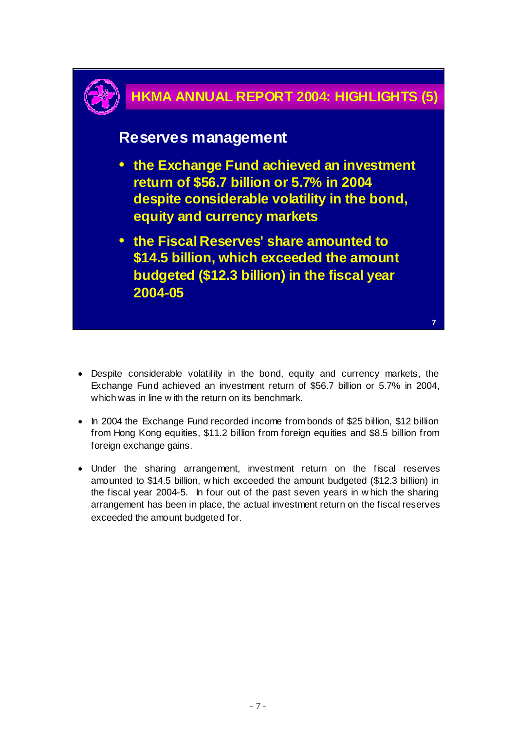## HKMA ANNUAL REPORT 2004: HIGHLIGHTS (5)

### Reserves management

- **the Exchange Fund achieved an investment return of $56.7 billion or 5.7% in 2004 despite considerable volatility in the bond, equity and currency markets**
- **the Fiscal Reserves' share amounted to $14.5 billion, which exceeded the amount budgeted ($12.3 billion) in the fiscal year 2004-05**

- Despite considerable volatility in the bond, equity and currency markets, the Exchange Fund achieved an investment return of $56.7 billion or 5.7% in 2004, which was in line with the return on its benchmark.
- In 2004 the Exchange Fund recorded income from bonds of $25 billion, $12 billion from Hong Kong equities, $11.2 billion from foreign equities and $8.5 billion from foreign exchange gains.
- Under the sharing arrangement, investment return on the fiscal reserves amounted to $14.5 billion, which exceeded the amount budgeted ($12.3 billion) in the fiscal year 2004-5. In four out of the past seven years in which the sharing arrangement has been in place, the actual investment return on the fiscal reserves exceeded the amount budgeted for.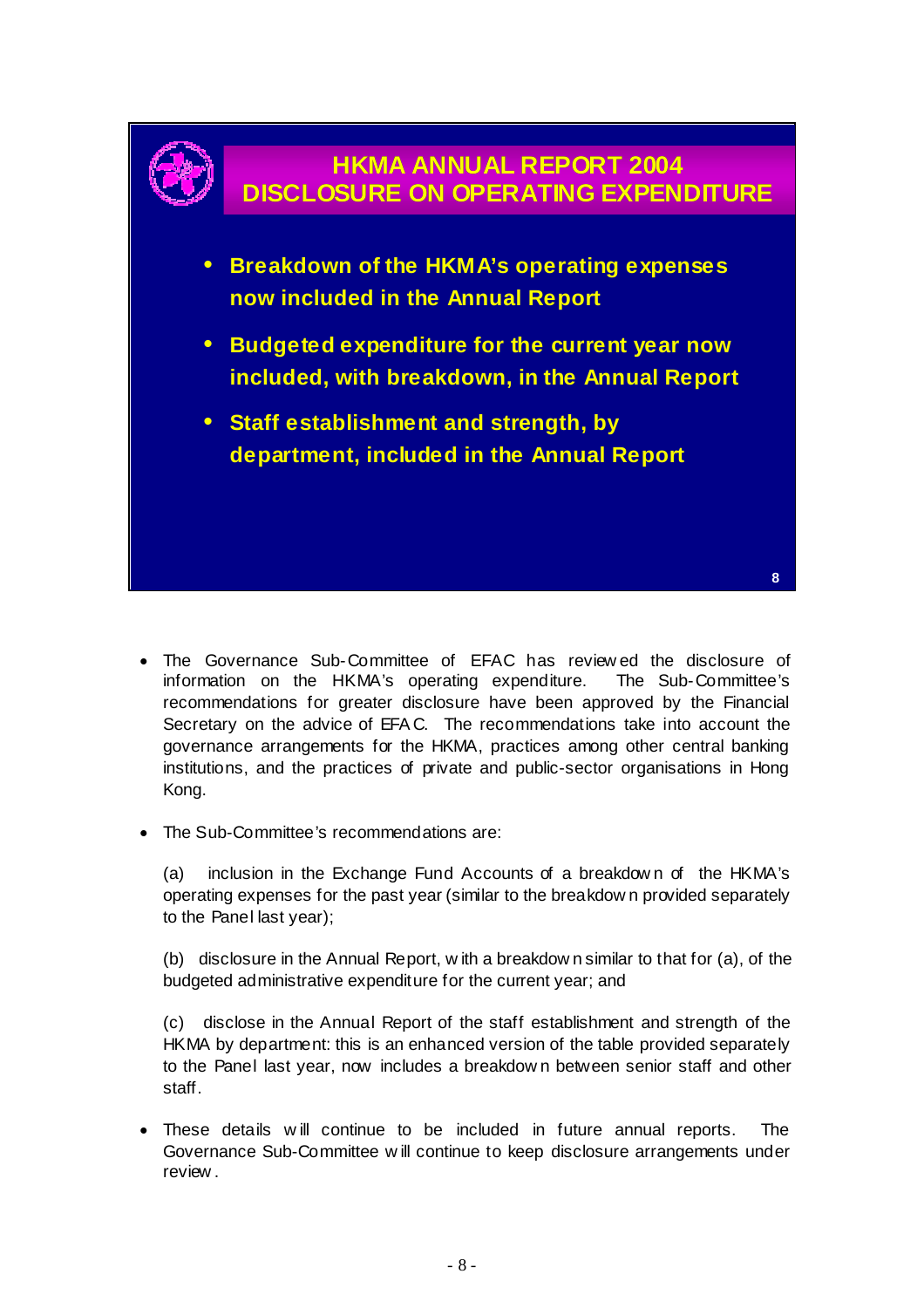## HKMA ANNUAL REPORT 2004
## DISCLOSURE ON OPERATING EXPENDITURE

- **Breakdown of the HKMA's operating expenses now included in the Annual Report**
- **Budgeted expenditure for the current year now included, with breakdown, in the Annual Report**
- **Staff establishment and strength, by department, included in the Annual Report**

- The Governance Sub-Committee of EFAC has reviewed the disclosure of information on the HKMA's operating expenditure. The Sub-Committee's recommendations for greater disclosure have been approved by the Financial Secretary on the advice of EFAC. The recommendations take into account the governance arrangements for the HKMA, practices among other central banking institutions, and the practices of private and public-sector organisations in Hong Kong.

- The Sub-Committee's recommendations are:

  (a) inclusion in the Exchange Fund Accounts of a breakdown of the HKMA's operating expenses for the past year (similar to the breakdown provided separately to the Panel last year);

  (b) disclosure in the Annual Report, with a breakdown similar to that for (a), of the budgeted administrative expenditure for the current year; and

  (c) disclose in the Annual Report of the staff establishment and strength of the HKMA by department: this is an enhanced version of the table provided separately to the Panel last year, now includes a breakdown between senior staff and other staff.

- These details will continue to be included in future annual reports. The Governance Sub-Committee will continue to keep disclosure arrangements under review.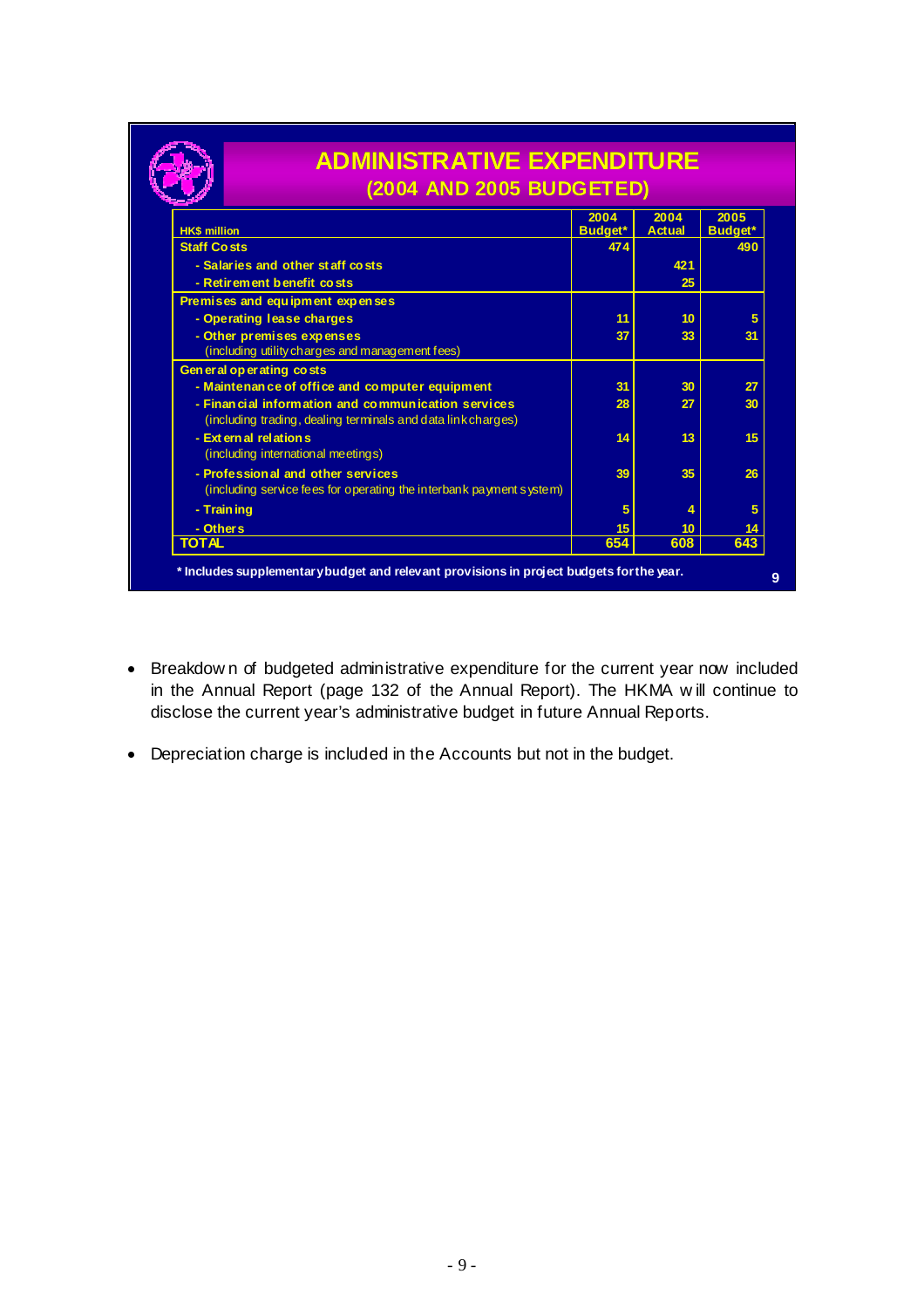## ADMINISTRATIVE EXPENDITURE
### (2004 AND 2005 BUDGETED)

| HK$ million | 2004 Budget* | 2004 Actual | 2005 Budget* |
|---|---|---|---|
| **Staff Costs** | 474 | | 490 |
| - Salaries and other staff costs | | 421 | |
| - Retirement benefit costs | | 25 | |
| **Premises and equipment expenses** | | | |
| - Operating lease charges | 11 | 10 | 5 |
| - Other premises expenses (including utility charges and management fees) | 37 | 33 | 31 |
| **General operating costs** | | | |
| - Maintenance of office and computer equipment | 31 | 30 | 27 |
| - Financial information and communication services (including trading, dealing terminals and data link charges) | 28 | 27 | 30 |
| - External relations (including international meetings) | 14 | 13 | 15 |
| - Professional and other services (including service fees for operating the interbank payment system) | 39 | 35 | 26 |
| - Training | 5 | 4 | 5 |
| - Others | 15 | 10 | 14 |
| **TOTAL** | 654 | 608 | 643 |

\* Includes supplementary budget and relevant provisions in project budgets for the year.

- Breakdown of budgeted administrative expenditure for the current year now included in the Annual Report (page 132 of the Annual Report). The HKMA will continue to disclose the current year's administrative budget in future Annual Reports.

- Depreciation charge is included in the Accounts but not in the budget.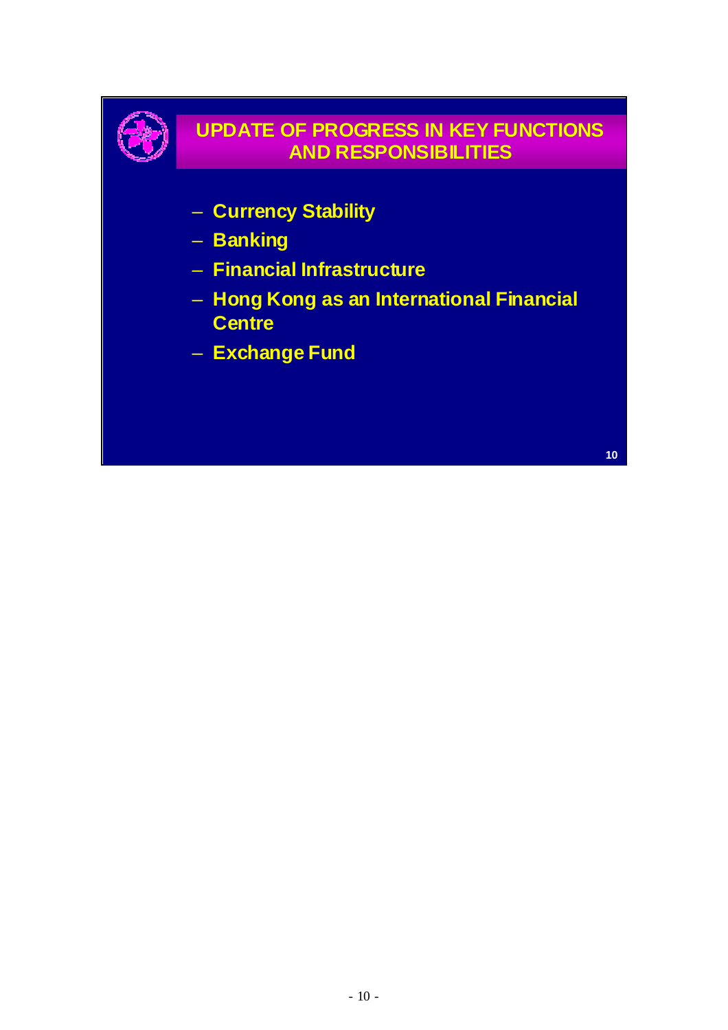## UPDATE OF PROGRESS IN KEY FUNCTIONS AND RESPONSIBILITIES

- Currency Stability
- Banking
- Financial Infrastructure
- Hong Kong as an International Financial Centre
- Exchange Fund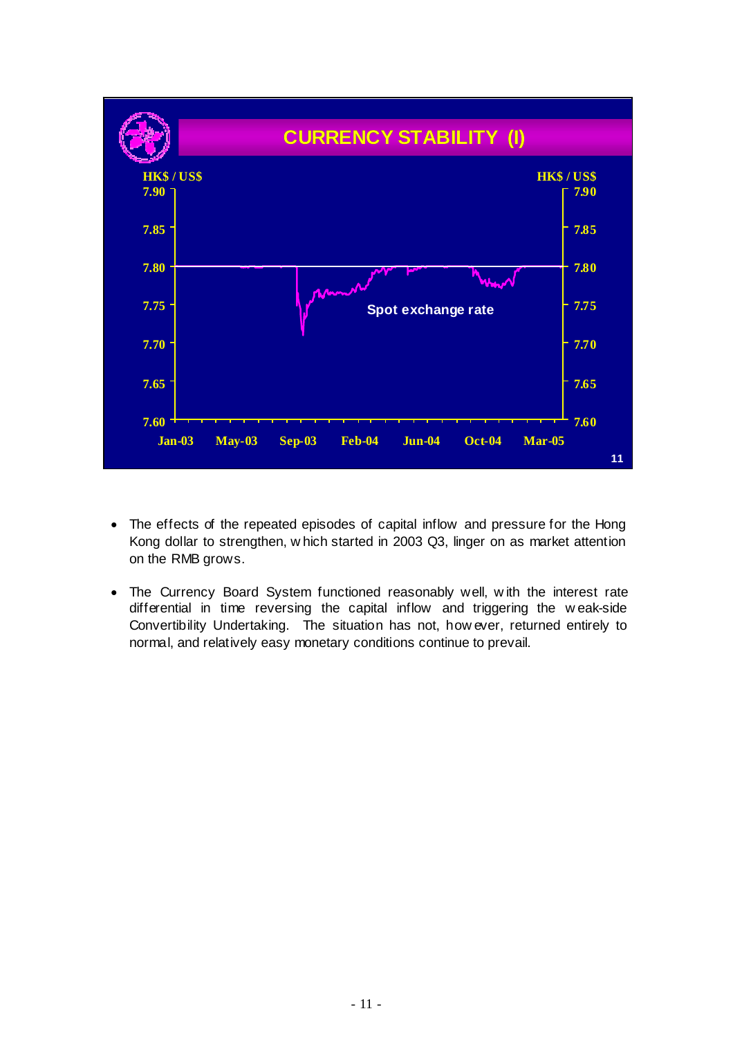## CURRENCY STABILITY (I)

- The effects of the repeated episodes of capital inflow and pressure for the Hong Kong dollar to strengthen, which started in 2003 Q3, linger on as market attention on the RMB grows.

- The Currency Board System functioned reasonably well, with the interest rate differential in time reversing the capital inflow and triggering the weak-side Convertibility Undertaking. The situation has not, however, returned entirely to normal, and relatively easy monetary conditions continue to prevail.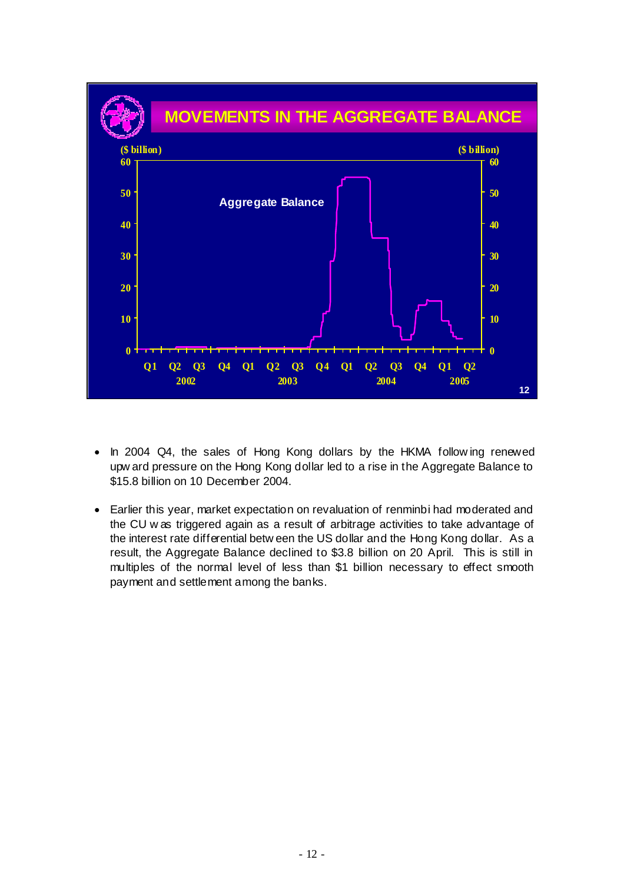**MOVEMENTS IN THE AGGREGATE BALANCE**

- In 2004 Q4, the sales of Hong Kong dollars by the HKMA following renewed upward pressure on the Hong Kong dollar led to a rise in the Aggregate Balance to $15.8 billion on 10 December 2004.

- Earlier this year, market expectation on revaluation of renminbi had moderated and the CU was triggered again as a result of arbitrage activities to take advantage of the interest rate differential between the US dollar and the Hong Kong dollar. As a result, the Aggregate Balance declined to $3.8 billion on 20 April. This is still in multiples of the normal level of less than $1 billion necessary to effect smooth payment and settlement among the banks.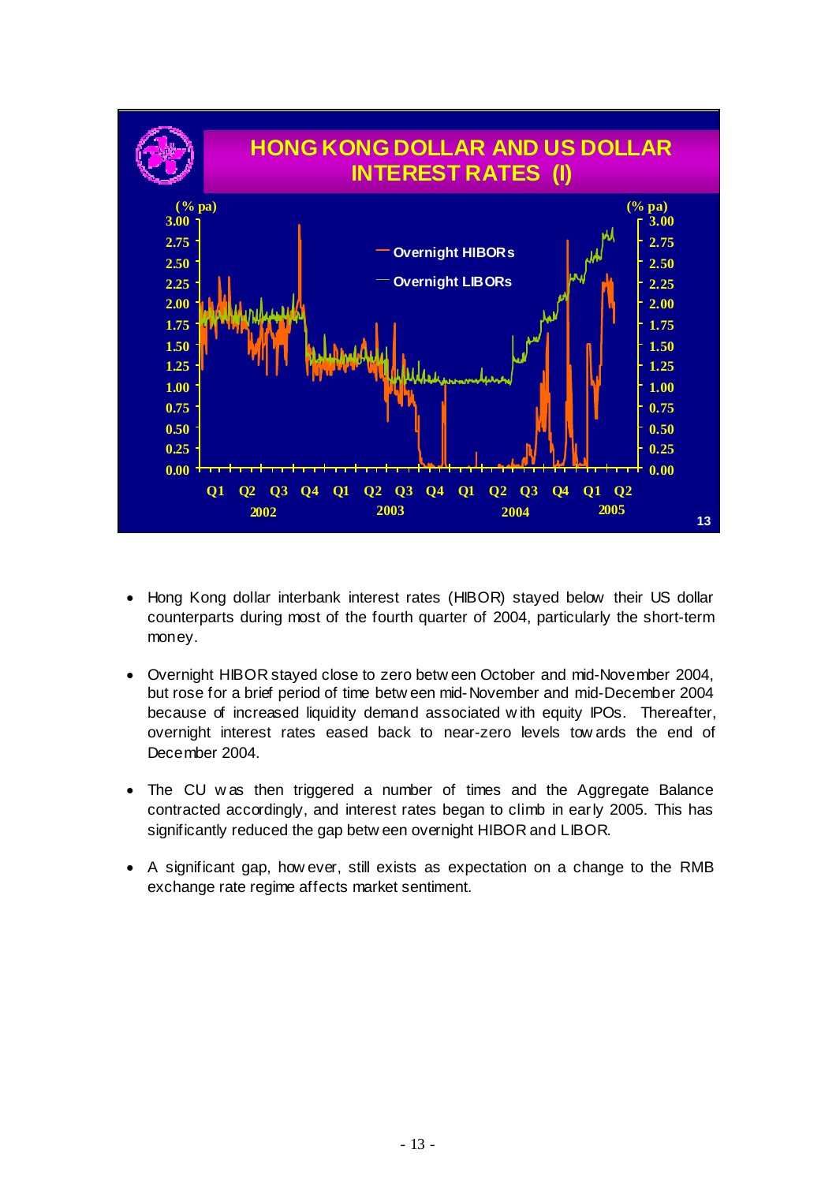## HONG KONG DOLLAR AND US DOLLAR INTEREST RATES (I)

- Hong Kong dollar interbank interest rates (HIBOR) stayed below their US dollar counterparts during most of the fourth quarter of 2004, particularly the short-term money.

- Overnight HIBOR stayed close to zero between October and mid-November 2004, but rose for a brief period of time between mid-November and mid-December 2004 because of increased liquidity demand associated with equity IPOs. Thereafter, overnight interest rates eased back to near-zero levels towards the end of December 2004.

- The CU was then triggered a number of times and the Aggregate Balance contracted accordingly, and interest rates began to climb in early 2005. This has significantly reduced the gap between overnight HIBOR and LIBOR.

- A significant gap, however, still exists as expectation on a change to the RMB exchange rate regime affects market sentiment.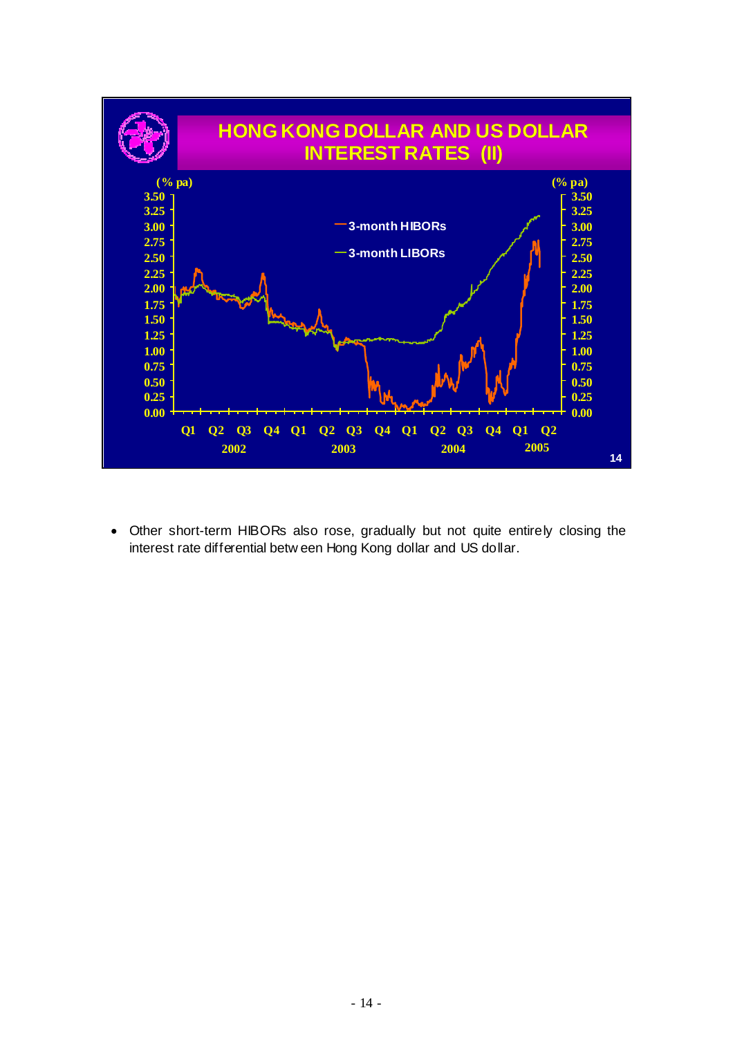## HONG KONG DOLLAR AND US DOLLAR INTEREST RATES (II)

- Other short-term HIBORs also rose, gradually but not quite entirely closing the interest rate differential between Hong Kong dollar and US dollar.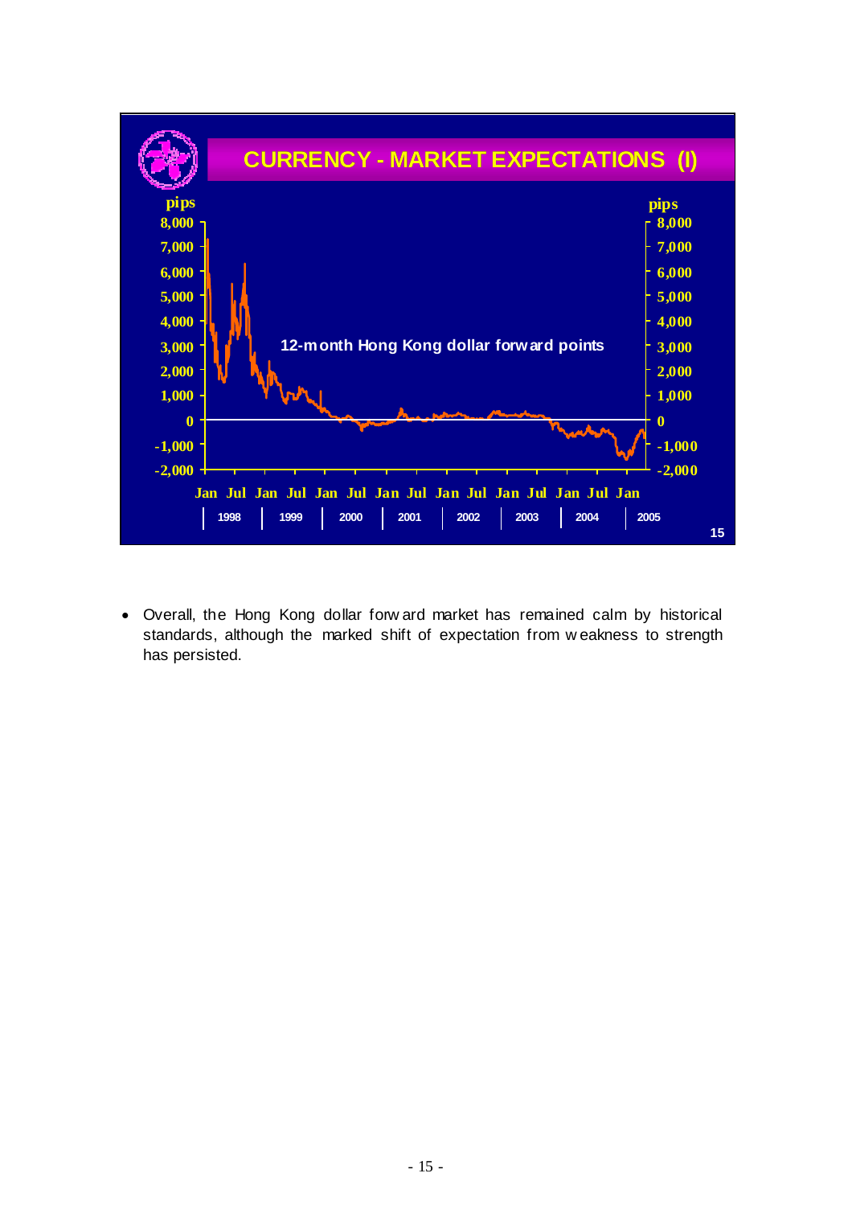## CURRENCY - MARKET EXPECTATIONS (I)

- Overall, the Hong Kong dollar forward market has remained calm by historical standards, although the marked shift of expectation from weakness to strength has persisted.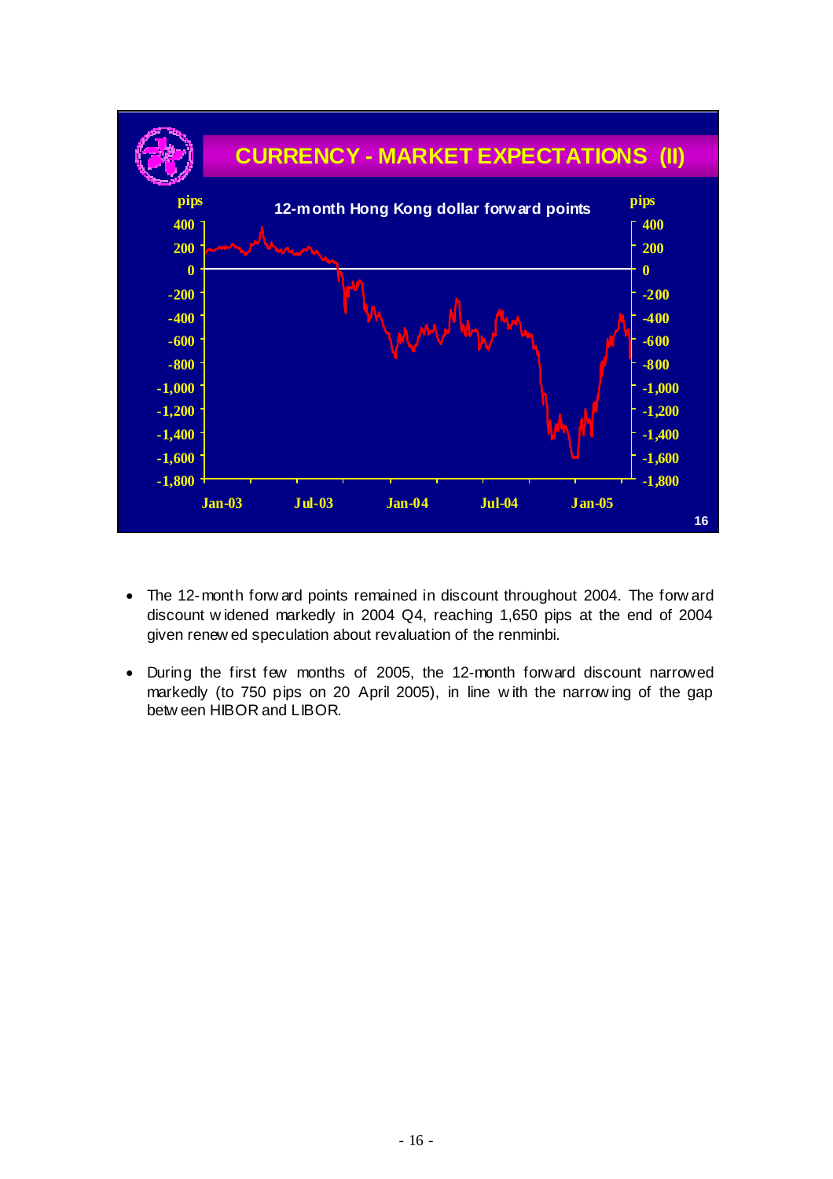## CURRENCY - MARKET EXPECTATIONS (II)

12-month Hong Kong dollar forward points

- The 12-month forward points remained in discount throughout 2004. The forward discount widened markedly in 2004 Q4, reaching 1,650 pips at the end of 2004 given renewed speculation about revaluation of the renminbi.

- During the first few months of 2005, the 12-month forward discount narrowed markedly (to 750 pips on 20 April 2005), in line with the narrowing of the gap between HIBOR and LIBOR.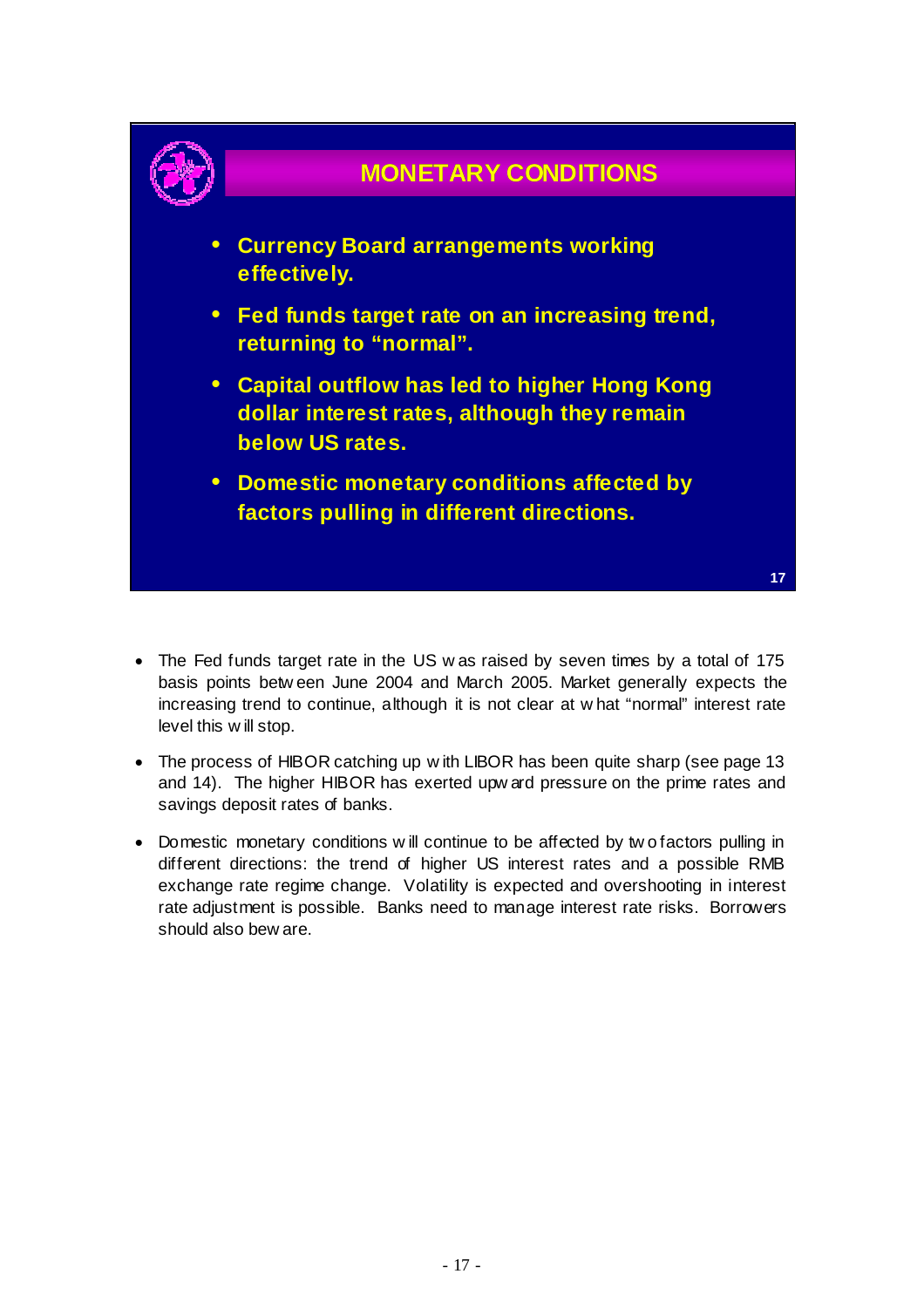## MONETARY CONDITIONS

- **Currency Board arrangements working effectively.**
- **Fed funds target rate on an increasing trend, returning to "normal".**
- **Capital outflow has led to higher Hong Kong dollar interest rates, although they remain below US rates.**
- **Domestic monetary conditions affected by factors pulling in different directions.**

---

- The Fed funds target rate in the US was raised by seven times by a total of 175 basis points between June 2004 and March 2005. Market generally expects the increasing trend to continue, although it is not clear at what "normal" interest rate level this will stop.

- The process of HIBOR catching up with LIBOR has been quite sharp (see page 13 and 14). The higher HIBOR has exerted upward pressure on the prime rates and savings deposit rates of banks.

- Domestic monetary conditions will continue to be affected by two factors pulling in different directions: the trend of higher US interest rates and a possible RMB exchange rate regime change. Volatility is expected and overshooting in interest rate adjustment is possible. Banks need to manage interest rate risks. Borrowers should also beware.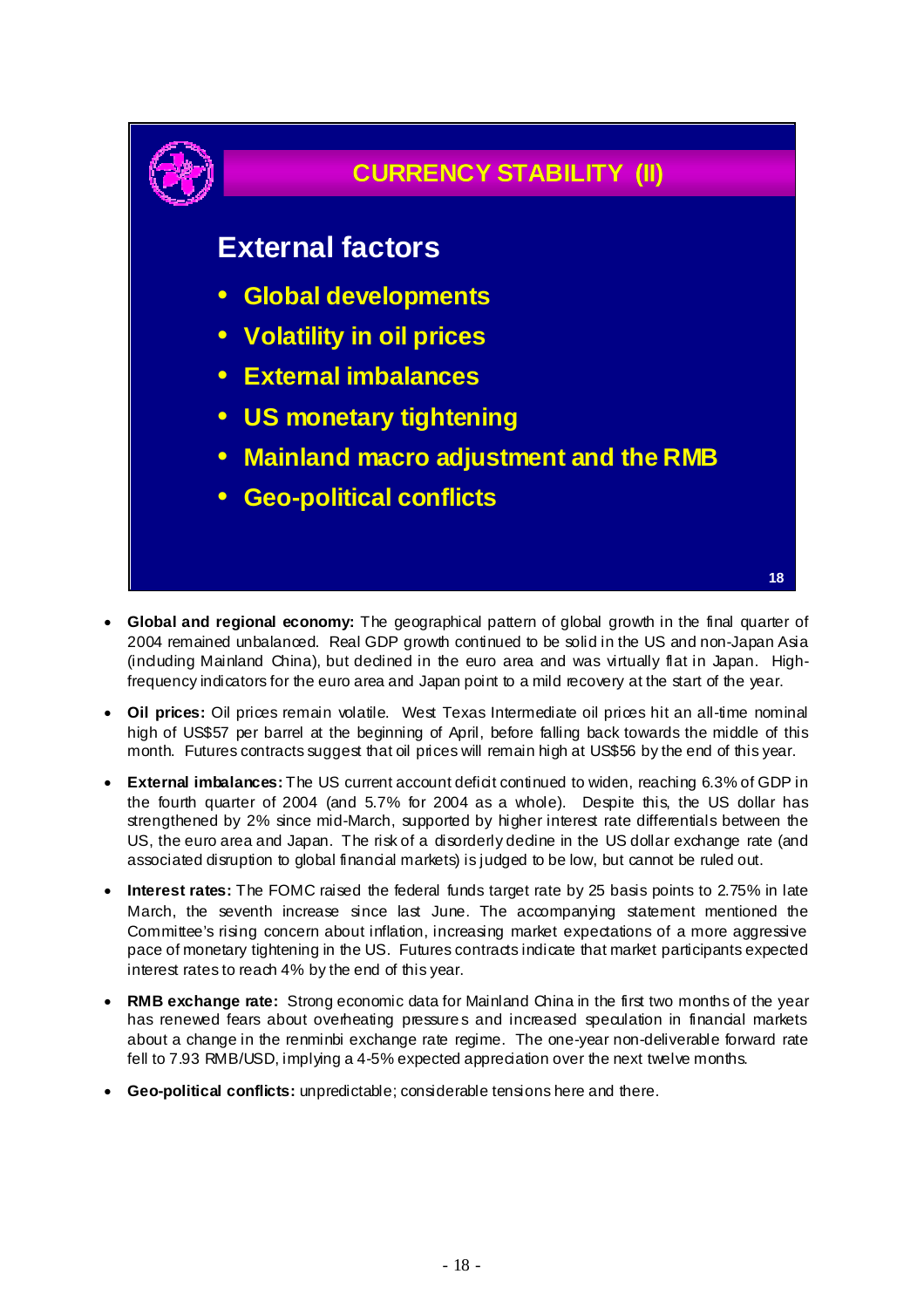## CURRENCY STABILITY (II)

### External factors

- Global developments
- Volatility in oil prices
- External imbalances
- US monetary tightening
- Mainland macro adjustment and the RMB
- Geo-political conflicts

- **Global and regional economy:** The geographical pattern of global growth in the final quarter of 2004 remained unbalanced. Real GDP growth continued to be solid in the US and non-Japan Asia (including Mainland China), but declined in the euro area and was virtually flat in Japan. High-frequency indicators for the euro area and Japan point to a mild recovery at the start of the year.

- **Oil prices:** Oil prices remain volatile. West Texas Intermediate oil prices hit an all-time nominal high of US$57 per barrel at the beginning of April, before falling back towards the middle of this month. Futures contracts suggest that oil prices will remain high at US$56 by the end of this year.

- **External imbalances:** The US current account deficit continued to widen, reaching 6.3% of GDP in the fourth quarter of 2004 (and 5.7% for 2004 as a whole). Despite this, the US dollar has strengthened by 2% since mid-March, supported by higher interest rate differentials between the US, the euro area and Japan. The risk of a disorderly decline in the US dollar exchange rate (and associated disruption to global financial markets) is judged to be low, but cannot be ruled out.

- **Interest rates:** The FOMC raised the federal funds target rate by 25 basis points to 2.75% in late March, the seventh increase since last June. The accompanying statement mentioned the Committee's rising concern about inflation, increasing market expectations of a more aggressive pace of monetary tightening in the US. Futures contracts indicate that market participants expected interest rates to reach 4% by the end of this year.

- **RMB exchange rate:** Strong economic data for Mainland China in the first two months of the year has renewed fears about overheating pressures and increased speculation in financial markets about a change in the renminbi exchange rate regime. The one-year non-deliverable forward rate fell to 7.93 RMB/USD, implying a 4-5% expected appreciation over the next twelve months.

- **Geo-political conflicts:** unpredictable; considerable tensions here and there.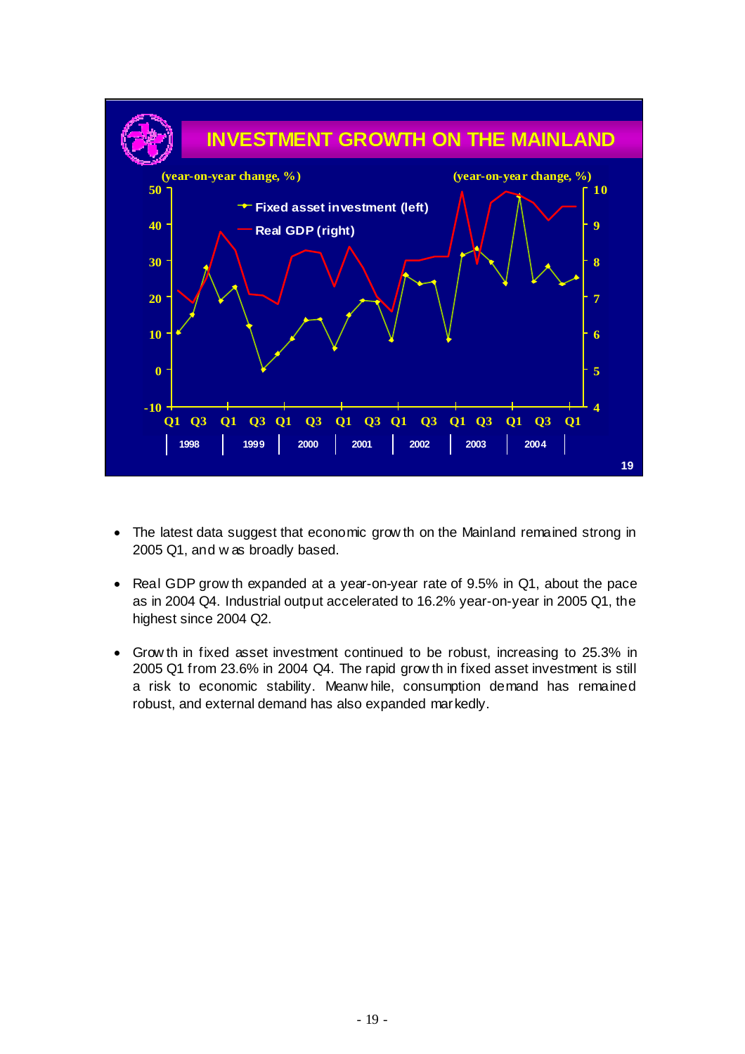# INVESTMENT GROWTH ON THE MAINLAND

(year-on-year change, %)

- Fixed asset investment (left)
- Real GDP (right)

- The latest data suggest that economic growth on the Mainland remained strong in 2005 Q1, and was broadly based.

- Real GDP growth expanded at a year-on-year rate of 9.5% in Q1, about the pace as in 2004 Q4. Industrial output accelerated to 16.2% year-on-year in 2005 Q1, the highest since 2004 Q2.

- Growth in fixed asset investment continued to be robust, increasing to 25.3% in 2005 Q1 from 23.6% in 2004 Q4. The rapid growth in fixed asset investment is still a risk to economic stability. Meanwhile, consumption demand has remained robust, and external demand has also expanded markedly.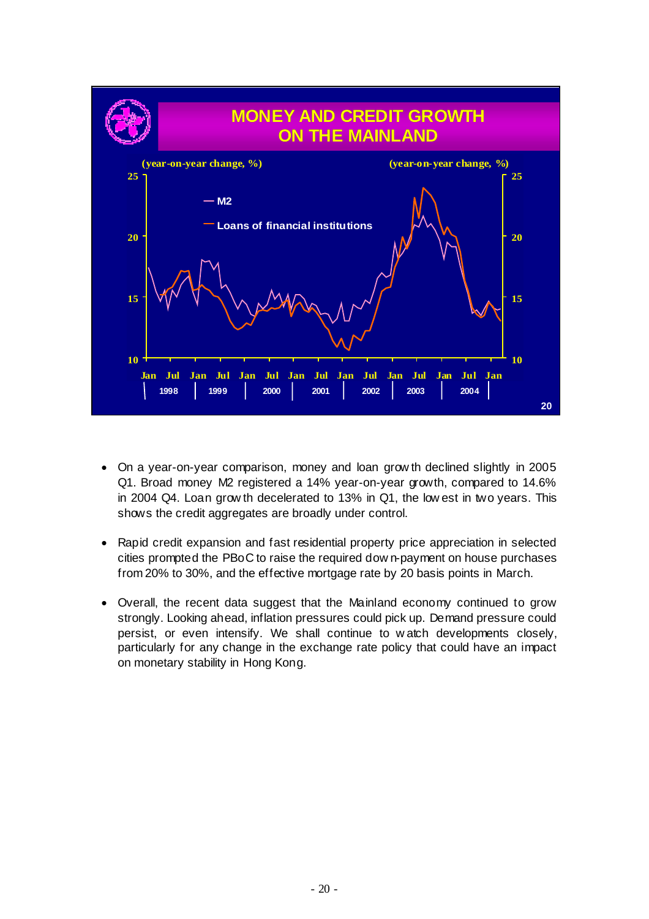## MONEY AND CREDIT GROWTH ON THE MAINLAND

(year-on-year change, %)

— M2
— Loans of financial institutions

Jan Jul Jan Jul Jan Jul Jan Jul Jan Jul Jan Jul Jan Jul Jan
1998 1999 2000 2001 2002 2003 2004

- On a year-on-year comparison, money and loan growth declined slightly in 2005 Q1. Broad money M2 registered a 14% year-on-year growth, compared to 14.6% in 2004 Q4. Loan growth decelerated to 13% in Q1, the lowest in two years. This shows the credit aggregates are broadly under control.

- Rapid credit expansion and fast residential property price appreciation in selected cities prompted the PBoC to raise the required down-payment on house purchases from 20% to 30%, and the effective mortgage rate by 20 basis points in March.

- Overall, the recent data suggest that the Mainland economy continued to grow strongly. Looking ahead, inflation pressures could pick up. Demand pressure could persist, or even intensify. We shall continue to watch developments closely, particularly for any change in the exchange rate policy that could have an impact on monetary stability in Hong Kong.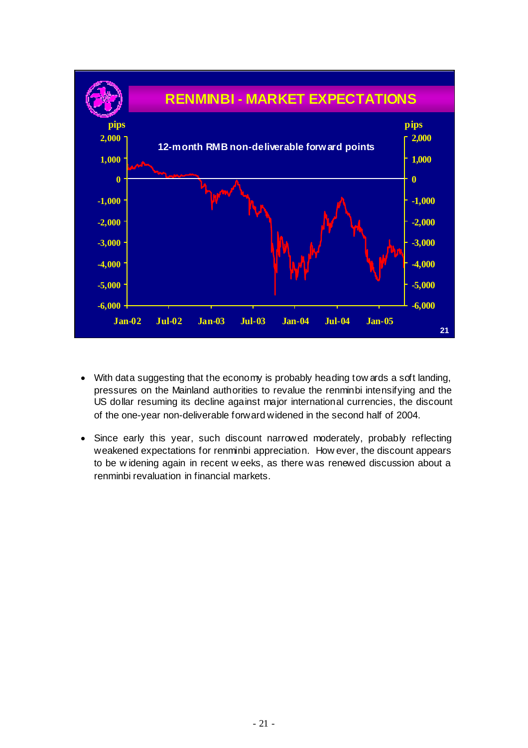## RENMINBI - MARKET EXPECTATIONS

12-month RMB non-deliverable forward points

- With data suggesting that the economy is probably heading towards a soft landing, pressures on the Mainland authorities to revalue the renminbi intensifying and the US dollar resuming its decline against major international currencies, the discount of the one-year non-deliverable forward widened in the second half of 2004.
- Since early this year, such discount narrowed moderately, probably reflecting weakened expectations for renminbi appreciation. However, the discount appears to be widening again in recent weeks, as there was renewed discussion about a renminbi revaluation in financial markets.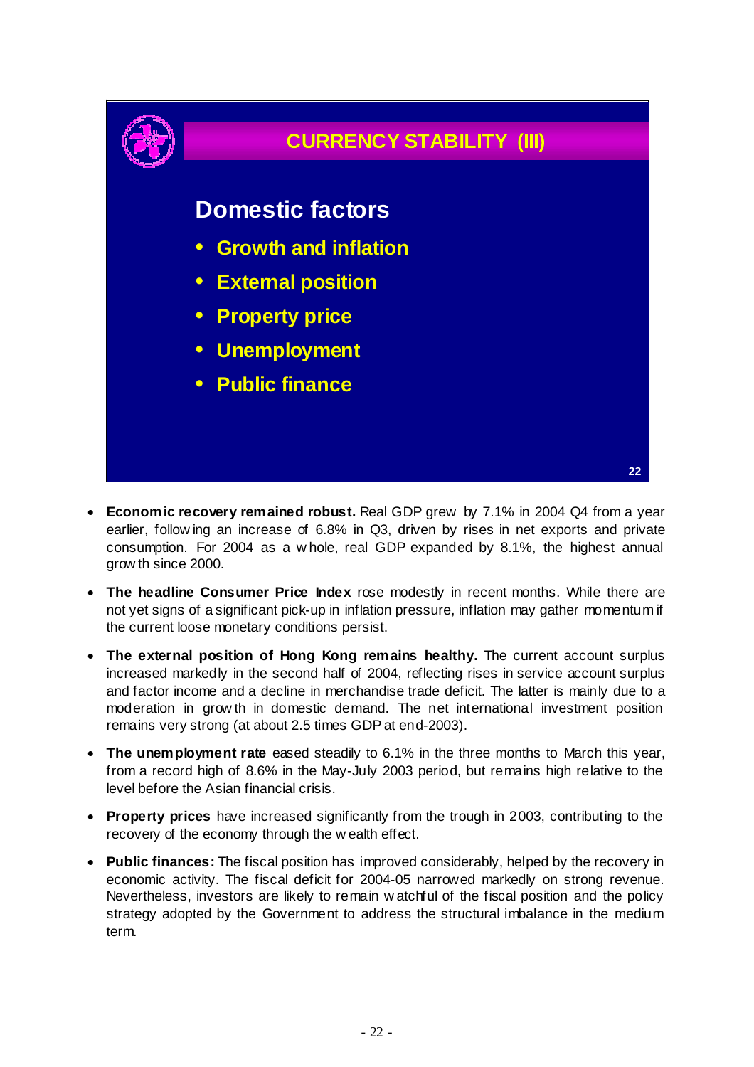## CURRENCY STABILITY (III)

### Domestic factors

- Growth and inflation
- External position
- Property price
- Unemployment
- Public finance

- **Economic recovery remained robust.** Real GDP grew by 7.1% in 2004 Q4 from a year earlier, following an increase of 6.8% in Q3, driven by rises in net exports and private consumption. For 2004 as a whole, real GDP expanded by 8.1%, the highest annual growth since 2000.

- **The headline Consumer Price Index** rose modestly in recent months. While there are not yet signs of a significant pick-up in inflation pressure, inflation may gather momentum if the current loose monetary conditions persist.

- **The external position of Hong Kong remains healthy.** The current account surplus increased markedly in the second half of 2004, reflecting rises in service account surplus and factor income and a decline in merchandise trade deficit. The latter is mainly due to a moderation in growth in domestic demand. The net international investment position remains very strong (at about 2.5 times GDP at end-2003).

- **The unemployment rate** eased steadily to 6.1% in the three months to March this year, from a record high of 8.6% in the May-July 2003 period, but remains high relative to the level before the Asian financial crisis.

- **Property prices** have increased significantly from the trough in 2003, contributing to the recovery of the economy through the wealth effect.

- **Public finances:** The fiscal position has improved considerably, helped by the recovery in economic activity. The fiscal deficit for 2004-05 narrowed markedly on strong revenue. Nevertheless, investors are likely to remain watchful of the fiscal position and the policy strategy adopted by the Government to address the structural imbalance in the medium term.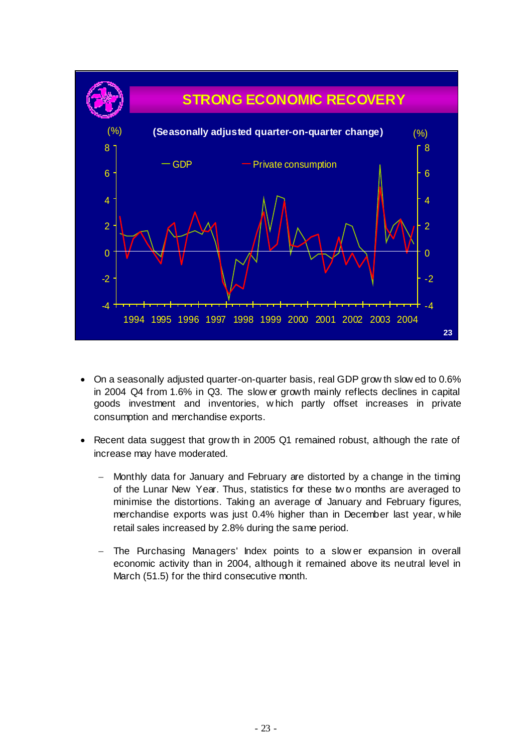## STRONG ECONOMIC RECOVERY

(Seasonally adjusted quarter-on-quarter change)

- On a seasonally adjusted quarter-on-quarter basis, real GDP growth slowed to 0.6% in 2004 Q4 from 1.6% in Q3. The slower growth mainly reflects declines in capital goods investment and inventories, which partly offset increases in private consumption and merchandise exports.

- Recent data suggest that growth in 2005 Q1 remained robust, although the rate of increase may have moderated.

  - Monthly data for January and February are distorted by a change in the timing of the Lunar New Year. Thus, statistics for these two months are averaged to minimise the distortions. Taking an average of January and February figures, merchandise exports was just 0.4% higher than in December last year, while retail sales increased by 2.8% during the same period.

  - The Purchasing Managers' Index points to a slower expansion in overall economic activity than in 2004, although it remained above its neutral level in March (51.5) for the third consecutive month.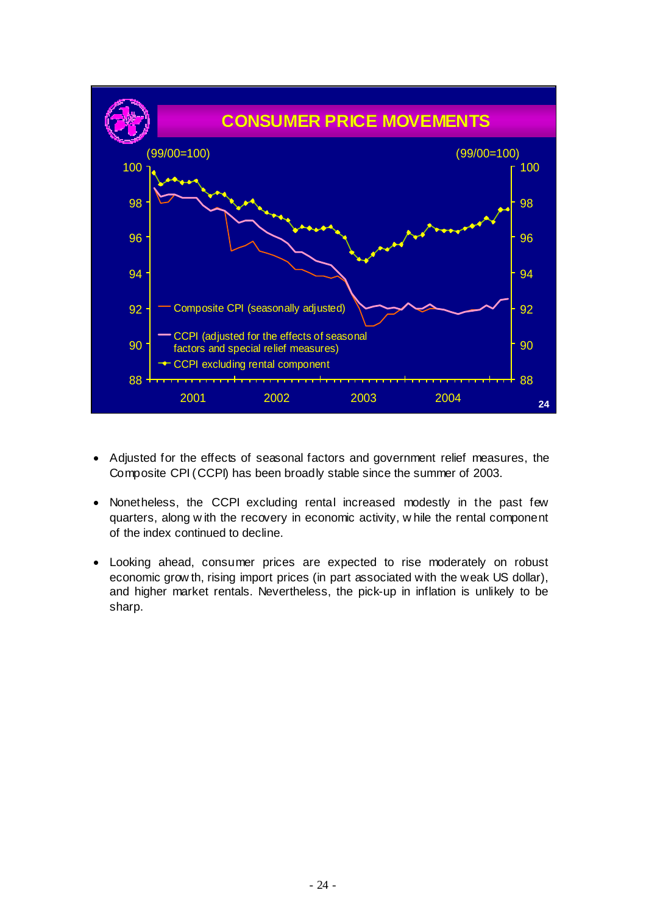## CONSUMER PRICE MOVEMENTS

(99/00=100)

- Composite CPI (seasonally adjusted)
- CCPI (adjusted for the effects of seasonal factors and special relief measures)
- CCPI excluding rental component

- Adjusted for the effects of seasonal factors and government relief measures, the Composite CPI (CCPI) has been broadly stable since the summer of 2003.

- Nonetheless, the CCPI excluding rental increased modestly in the past few quarters, along with the recovery in economic activity, while the rental component of the index continued to decline.

- Looking ahead, consumer prices are expected to rise moderately on robust economic growth, rising import prices (in part associated with the weak US dollar), and higher market rentals. Nevertheless, the pick-up in inflation is unlikely to be sharp.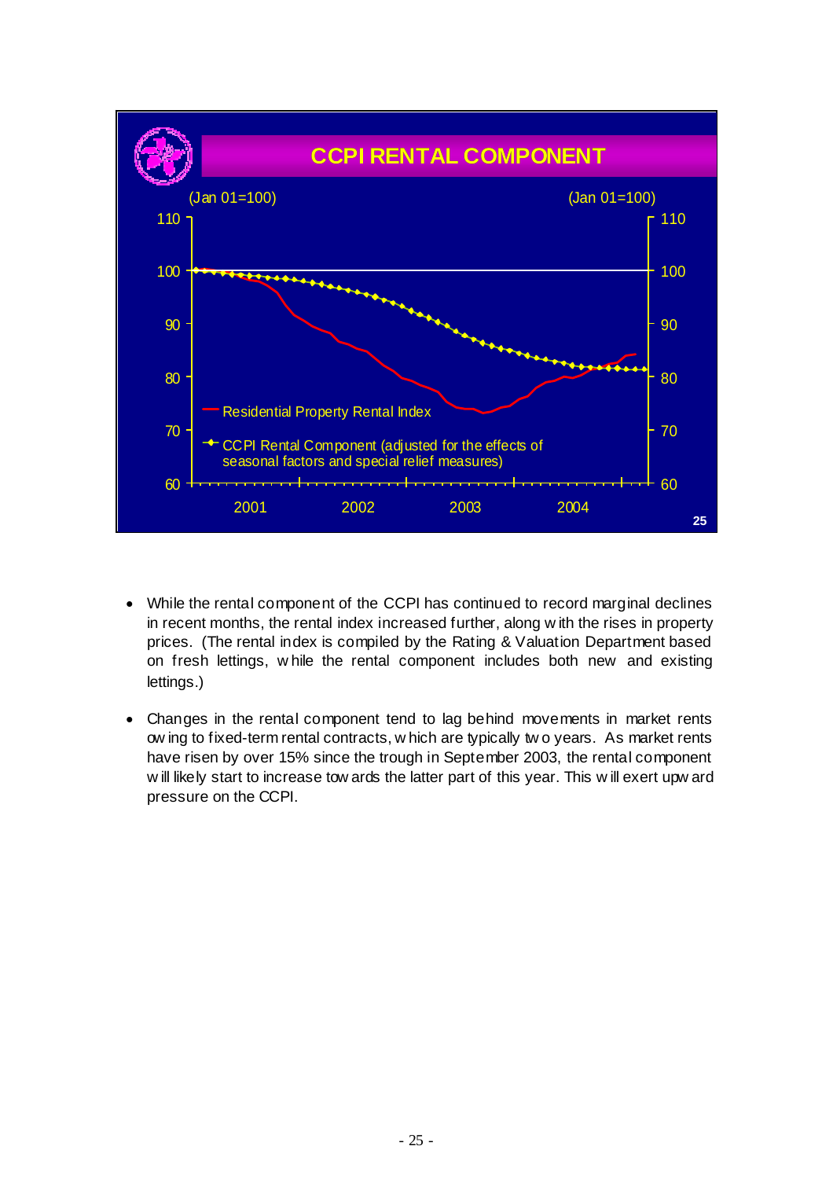**CCPI RENTAL COMPONENT**

(Jan 01=100)

- Residential Property Rental Index
- CCPI Rental Component (adjusted for the effects of seasonal factors and special relief measures)

- While the rental component of the CCPI has continued to record marginal declines in recent months, the rental index increased further, along with the rises in property prices. (The rental index is compiled by the Rating & Valuation Department based on fresh lettings, while the rental component includes both new and existing lettings.)

- Changes in the rental component tend to lag behind movements in market rents owing to fixed-term rental contracts, which are typically two years. As market rents have risen by over 15% since the trough in September 2003, the rental component will likely start to increase towards the latter part of this year. This will exert upward pressure on the CCPI.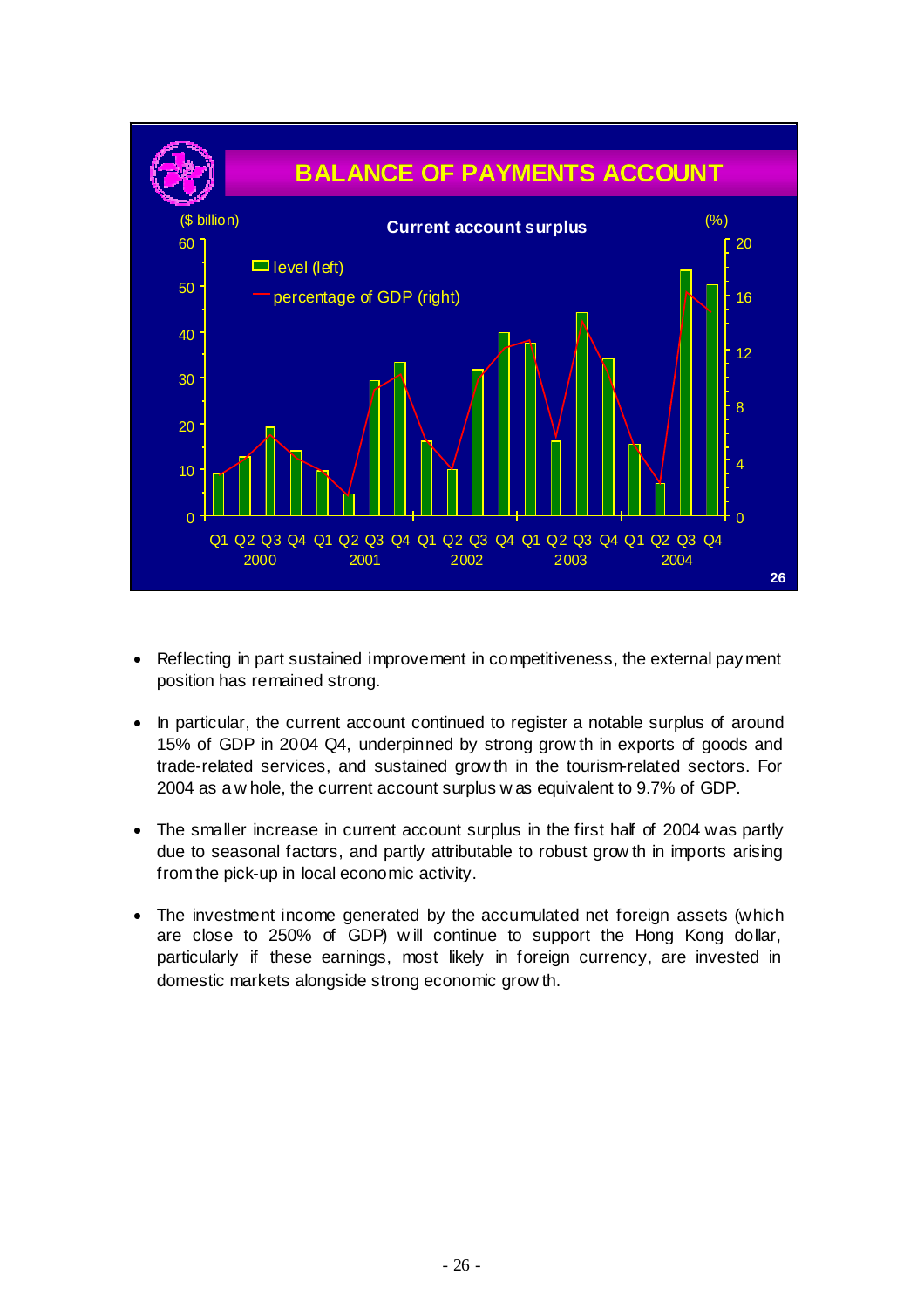## BALANCE OF PAYMENTS ACCOUNT

**Current account surplus**

($ billion) | (%)

- level (left)
- percentage of GDP (right)

Q1 Q2 Q3 Q4 Q1 Q2 Q3 Q4 Q1 Q2 Q3 Q4 Q1 Q2 Q3 Q4 Q1 Q2 Q3 Q4
2000 2001 2002 2003 2004

- Reflecting in part sustained improvement in competitiveness, the external payment position has remained strong.

- In particular, the current account continued to register a notable surplus of around 15% of GDP in 2004 Q4, underpinned by strong growth in exports of goods and trade-related services, and sustained growth in the tourism-related sectors. For 2004 as a whole, the current account surplus was equivalent to 9.7% of GDP.

- The smaller increase in current account surplus in the first half of 2004 was partly due to seasonal factors, and partly attributable to robust growth in imports arising from the pick-up in local economic activity.

- The investment income generated by the accumulated net foreign assets (which are close to 250% of GDP) will continue to support the Hong Kong dollar, particularly if these earnings, most likely in foreign currency, are invested in domestic markets alongside strong economic growth.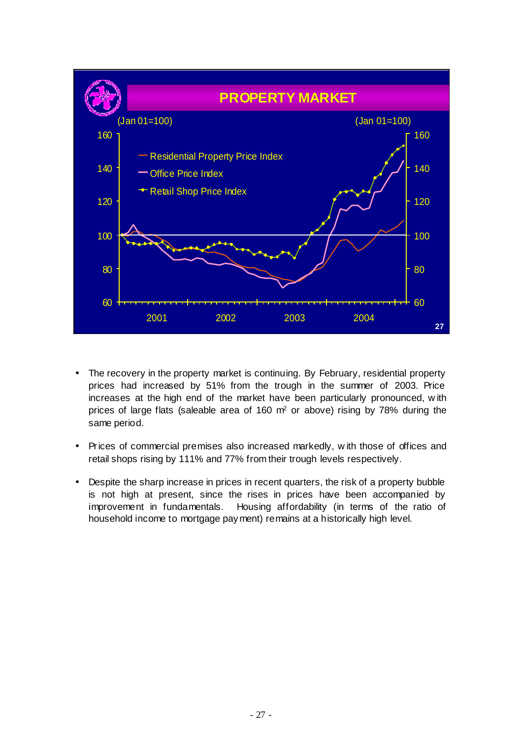## PROPERTY MARKET

(Jan 01=100)

- Residential Property Price Index
- Office Price Index
- Retail Shop Price Index

- The recovery in the property market is continuing. By February, residential property prices had increased by 51% from the trough in the summer of 2003. Price increases at the high end of the market have been particularly pronounced, with prices of large flats (saleable area of 160 $m^2$ or above) rising by 78% during the same period.

- Prices of commercial premises also increased markedly, with those of offices and retail shops rising by 111% and 77% from their trough levels respectively.

- Despite the sharp increase in prices in recent quarters, the risk of a property bubble is not high at present, since the rises in prices have been accompanied by improvement in fundamentals. Housing affordability (in terms of the ratio of household income to mortgage payment) remains at a historically high level.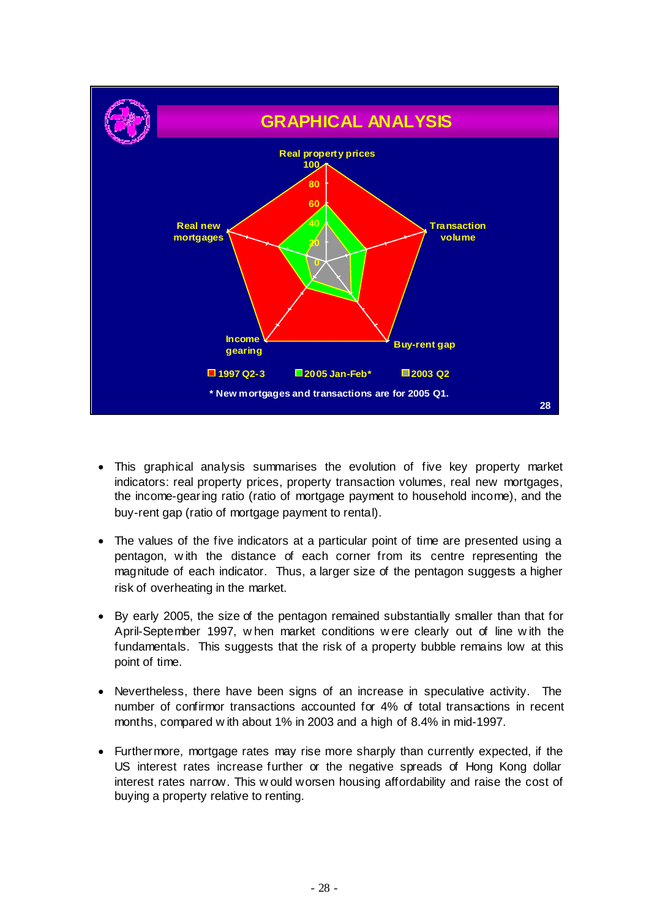## GRAPHICAL ANALYSIS

Real property prices

Transaction volume

Buy-rent gap

Income gearing

Real new mortgages

1997 Q2-3 | 2005 Jan-Feb* | 2003 Q2

\* New mortgages and transactions are for 2005 Q1.

- This graphical analysis summarises the evolution of five key property market indicators: real property prices, property transaction volumes, real new mortgages, the income-gearing ratio (ratio of mortgage payment to household income), and the buy-rent gap (ratio of mortgage payment to rental).

- The values of the five indicators at a particular point of time are presented using a pentagon, with the distance of each corner from its centre representing the magnitude of each indicator. Thus, a larger size of the pentagon suggests a higher risk of overheating in the market.

- By early 2005, the size of the pentagon remained substantially smaller than that for April-September 1997, when market conditions were clearly out of line with the fundamentals. This suggests that the risk of a property bubble remains low at this point of time.

- Nevertheless, there have been signs of an increase in speculative activity. The number of confirmor transactions accounted for 4% of total transactions in recent months, compared with about 1% in 2003 and a high of 8.4% in mid-1997.

- Furthermore, mortgage rates may rise more sharply than currently expected, if the US interest rates increase further or the negative spreads of Hong Kong dollar interest rates narrow. This would worsen housing affordability and raise the cost of buying a property relative to renting.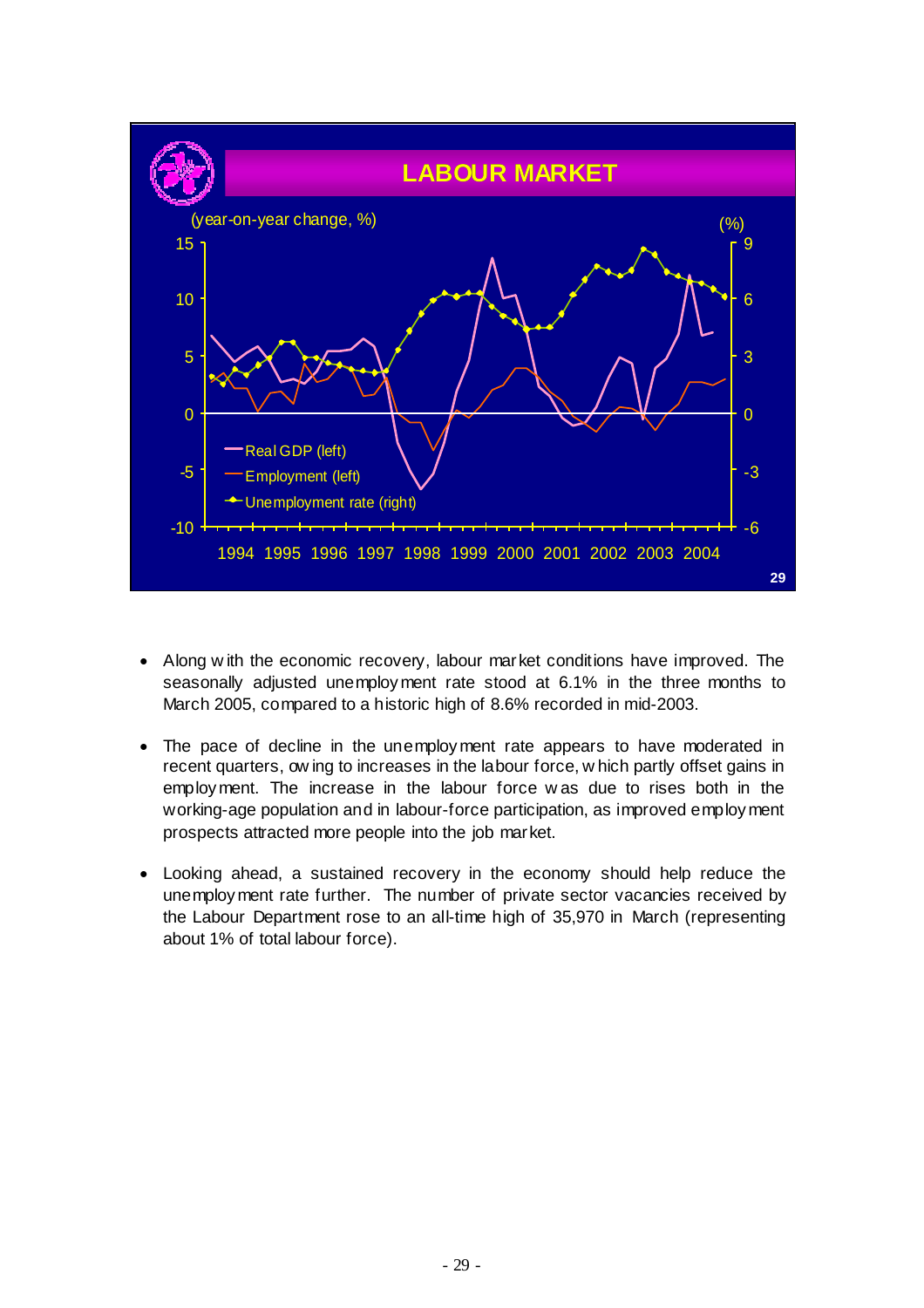## LABOUR MARKET

(year-on-year change, %) (%)

- Real GDP (left)
- Employment (left)
- Unemployment rate (right)

1994 1995 1996 1997 1998 1999 2000 2001 2002 2003 2004

- Along with the economic recovery, labour market conditions have improved. The seasonally adjusted unemployment rate stood at 6.1% in the three months to March 2005, compared to a historic high of 8.6% recorded in mid-2003.

- The pace of decline in the unemployment rate appears to have moderated in recent quarters, owing to increases in the labour force, which partly offset gains in employment. The increase in the labour force was due to rises both in the working-age population and in labour-force participation, as improved employment prospects attracted more people into the job market.

- Looking ahead, a sustained recovery in the economy should help reduce the unemployment rate further. The number of private sector vacancies received by the Labour Department rose to an all-time high of 35,970 in March (representing about 1% of total labour force).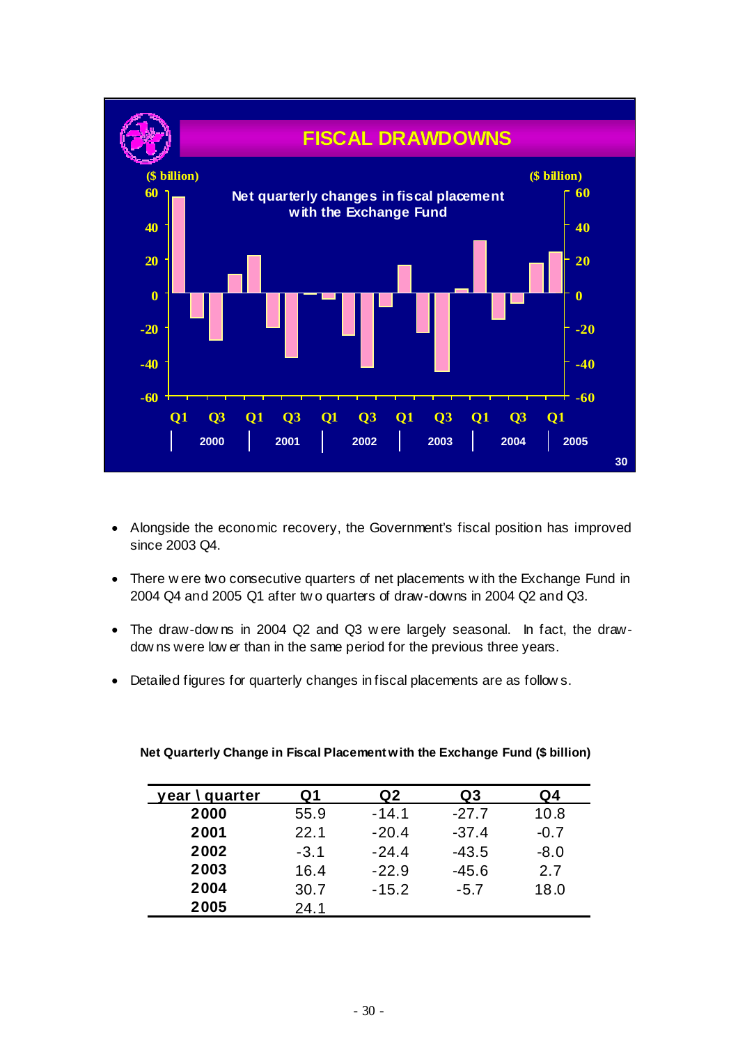## FISCAL DRAWDOWNS

**Net quarterly changes in fiscal placement with the Exchange Fund**

($ billion)

- Alongside the economic recovery, the Government's fiscal position has improved since 2003 Q4.

- There were two consecutive quarters of net placements with the Exchange Fund in 2004 Q4 and 2005 Q1 after two quarters of draw-downs in 2004 Q2 and Q3.

- The draw-downs in 2004 Q2 and Q3 were largely seasonal. In fact, the draw-downs were lower than in the same period for the previous three years.

- Detailed figures for quarterly changes in fiscal placements are as follows.

**Net Quarterly Change in Fiscal Placement with the Exchange Fund ($ billion)**

| year \ quarter | Q1 | Q2 | Q3 | Q4 |
|---|---|---|---|---|
| **2000** | 55.9 | -14.1 | -27.7 | 10.8 |
| **2001** | 22.1 | -20.4 | -37.4 | -0.7 |
| **2002** | -3.1 | -24.4 | -43.5 | -8.0 |
| **2003** | 16.4 | -22.9 | -45.6 | 2.7 |
| **2004** | 30.7 | -15.2 | -5.7 | 18.0 |
| **2005** | 24.1 | | | |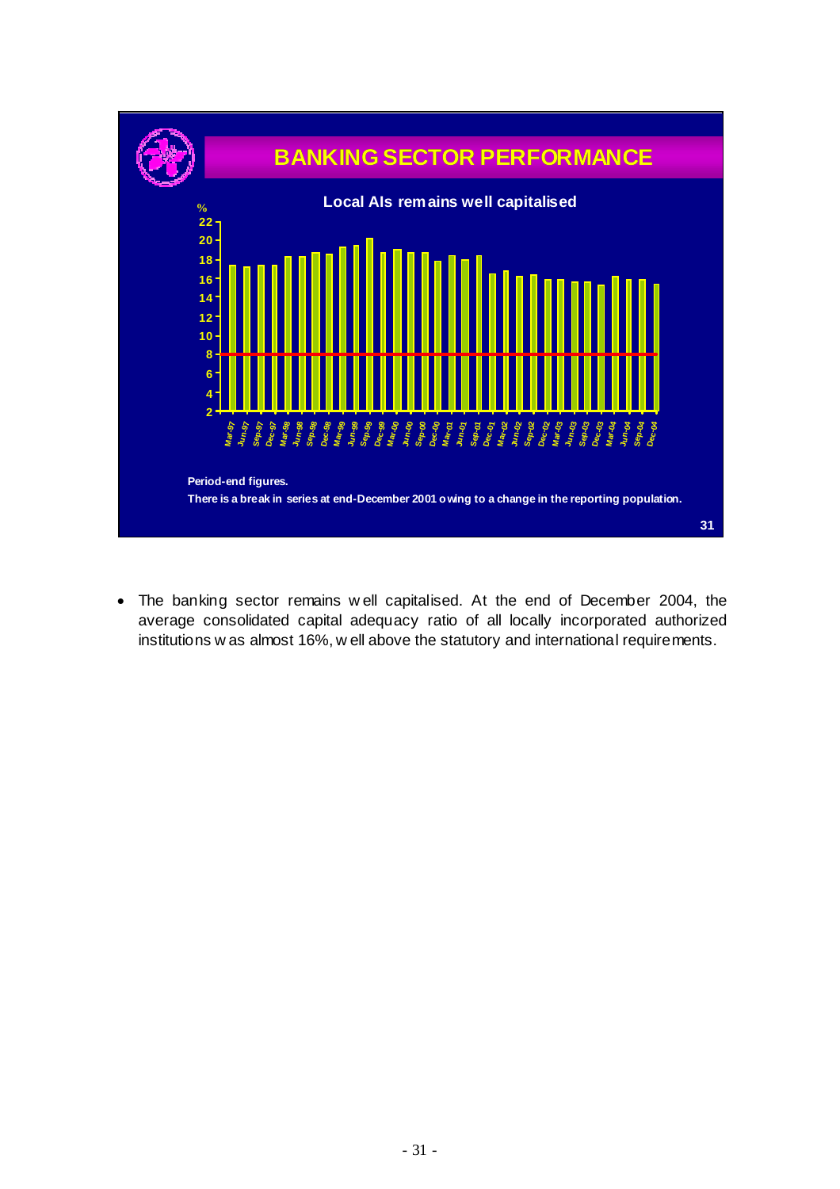## BANKING SECTOR PERFORMANCE

**Local AIs remains well capitalised**

**Period-end figures.**

**There is a break in series at end-December 2001 owing to a change in the reporting population.**

- The banking sector remains well capitalised. At the end of December 2004, the average consolidated capital adequacy ratio of all locally incorporated authorized institutions was almost 16%, well above the statutory and international requirements.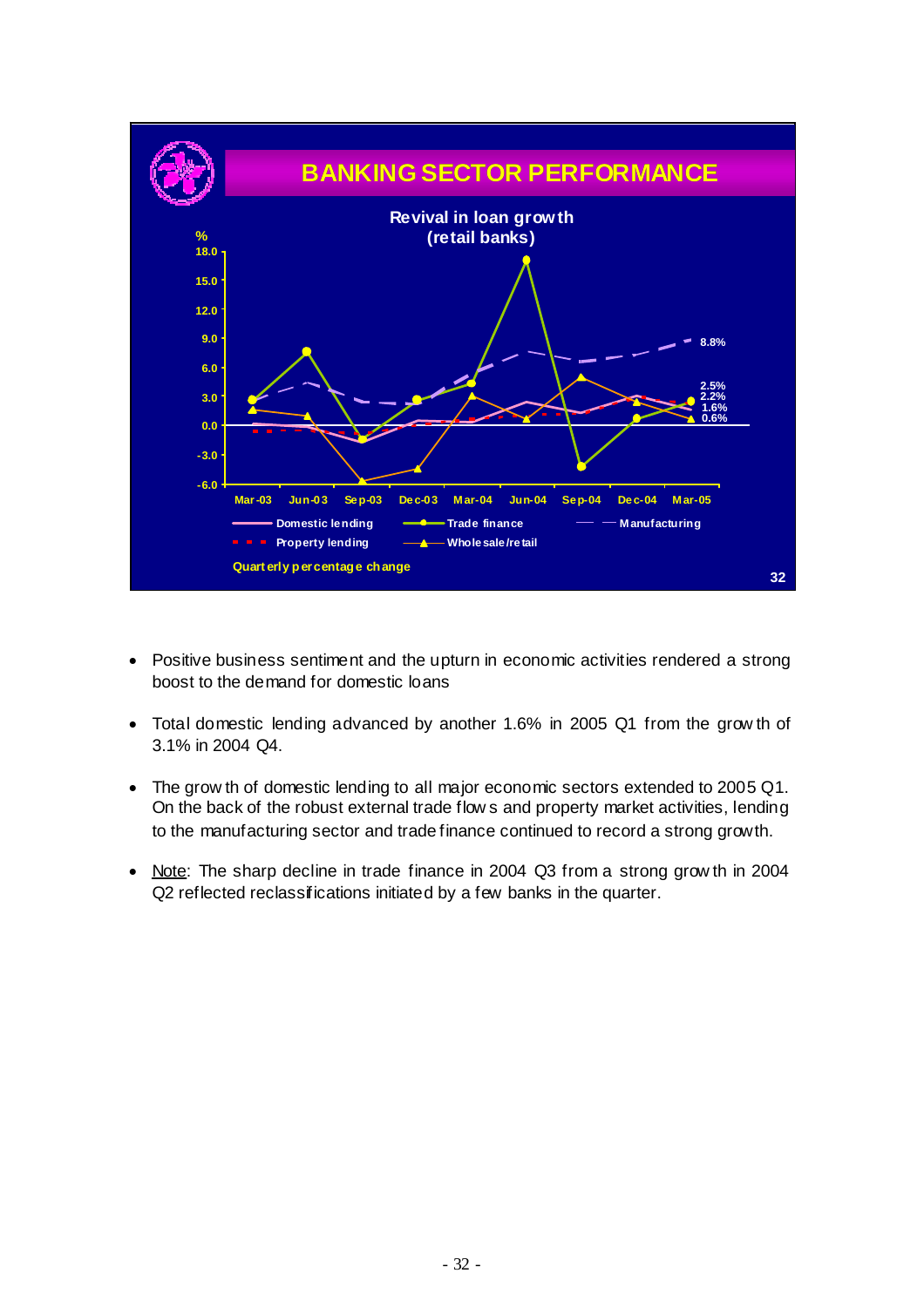## BANKING SECTOR PERFORMANCE

**Revival in loan growth (retail banks)**

%

Legend: Domestic lending; Trade finance; Manufacturing; Property lending; Wholesale/retail

Quarterly percentage change

End values (Mar-05): 8.8%, 2.5%, 2.2%, 1.6%, 0.6%

- Positive business sentiment and the upturn in economic activities rendered a strong boost to the demand for domestic loans
- Total domestic lending advanced by another 1.6% in 2005 Q1 from the growth of 3.1% in 2004 Q4.
- The growth of domestic lending to all major economic sectors extended to 2005 Q1. On the back of the robust external trade flows and property market activities, lending to the manufacturing sector and trade finance continued to record a strong growth.
- Note: The sharp decline in trade finance in 2004 Q3 from a strong growth in 2004 Q2 reflected reclassifications initiated by a few banks in the quarter.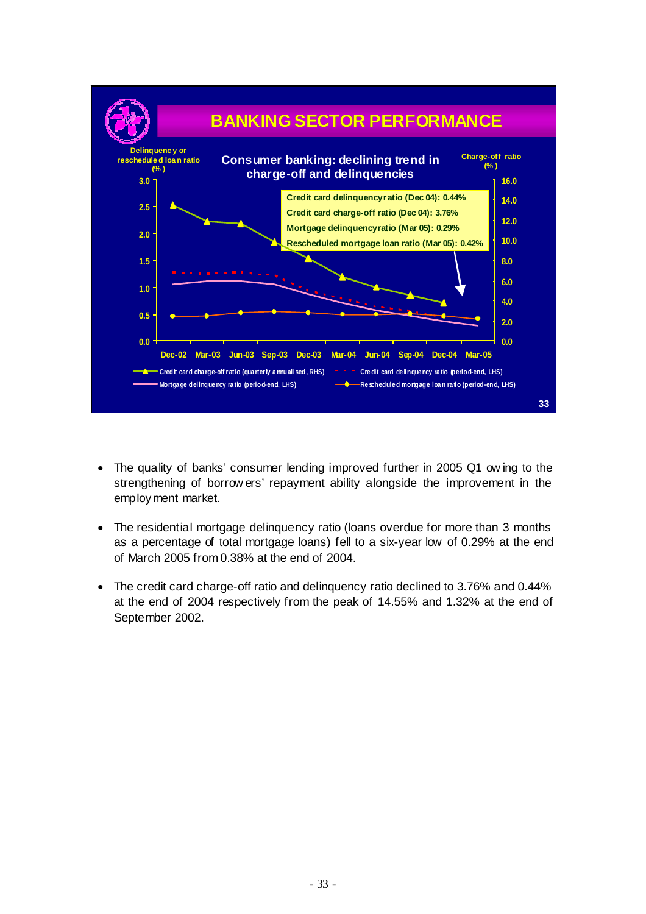## BANKING SECTOR PERFORMANCE

**Consumer banking: declining trend in charge-off and delinquencies**

Delinquency or rescheduled loan ratio (%) — Charge-off ratio (%)

- Credit card delinquency ratio (Dec 04): 0.44%
- Credit card charge-off ratio (Dec 04): 3.76%
- Mortgage delinquency ratio (Mar 05): 0.29%
- Rescheduled mortgage loan ratio (Mar 05): 0.42%

Legend: Credit card charge-off ratio (quarterly annualised, RHS); Credit card delinquency ratio (period-end, LHS); Mortgage delinquency ratio (period-end, LHS); Rescheduled mortgage loan ratio (period-end, LHS)

- The quality of banks' consumer lending improved further in 2005 Q1 owing to the strengthening of borrowers' repayment ability alongside the improvement in the employment market.

- The residential mortgage delinquency ratio (loans overdue for more than 3 months as a percentage of total mortgage loans) fell to a six-year low of 0.29% at the end of March 2005 from 0.38% at the end of 2004.

- The credit card charge-off ratio and delinquency ratio declined to 3.76% and 0.44% at the end of 2004 respectively from the peak of 14.55% and 1.32% at the end of September 2002.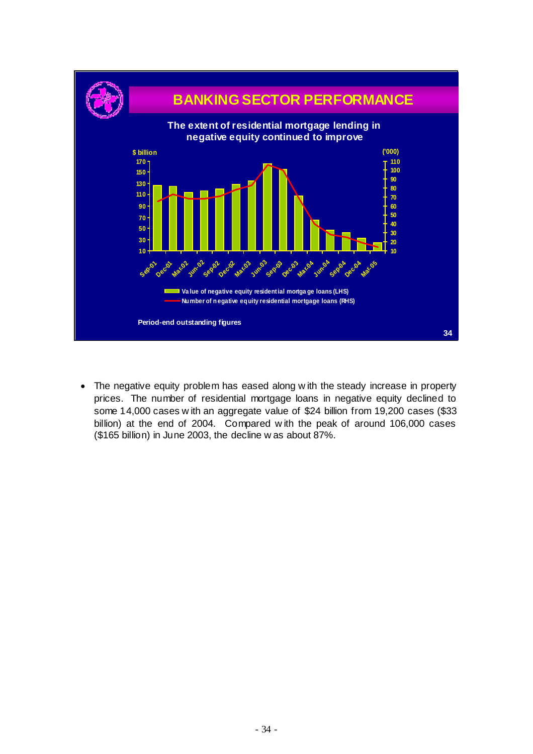## BANKING SECTOR PERFORMANCE

**The extent of residential mortgage lending in negative equity continued to improve**

$ billion (LHS); ('000) (RHS)

Sep-01, Dec-01, Mar-02, Jun-02, Sep-02, Dec-02, Mar-03, Jun-03, Sep-03, Dec-03, Mar-04, Jun-04, Sep-04, Dec-04, Mar-05

- Value of negative equity residential mortgage loans (LHS)
- Number of negative equity residential mortgage loans (RHS)

Period-end outstanding figures

- The negative equity problem has eased along with the steady increase in property prices. The number of residential mortgage loans in negative equity declined to some 14,000 cases with an aggregate value of $24 billion from 19,200 cases ($33 billion) at the end of 2004. Compared with the peak of around 106,000 cases ($165 billion) in June 2003, the decline was about 87%.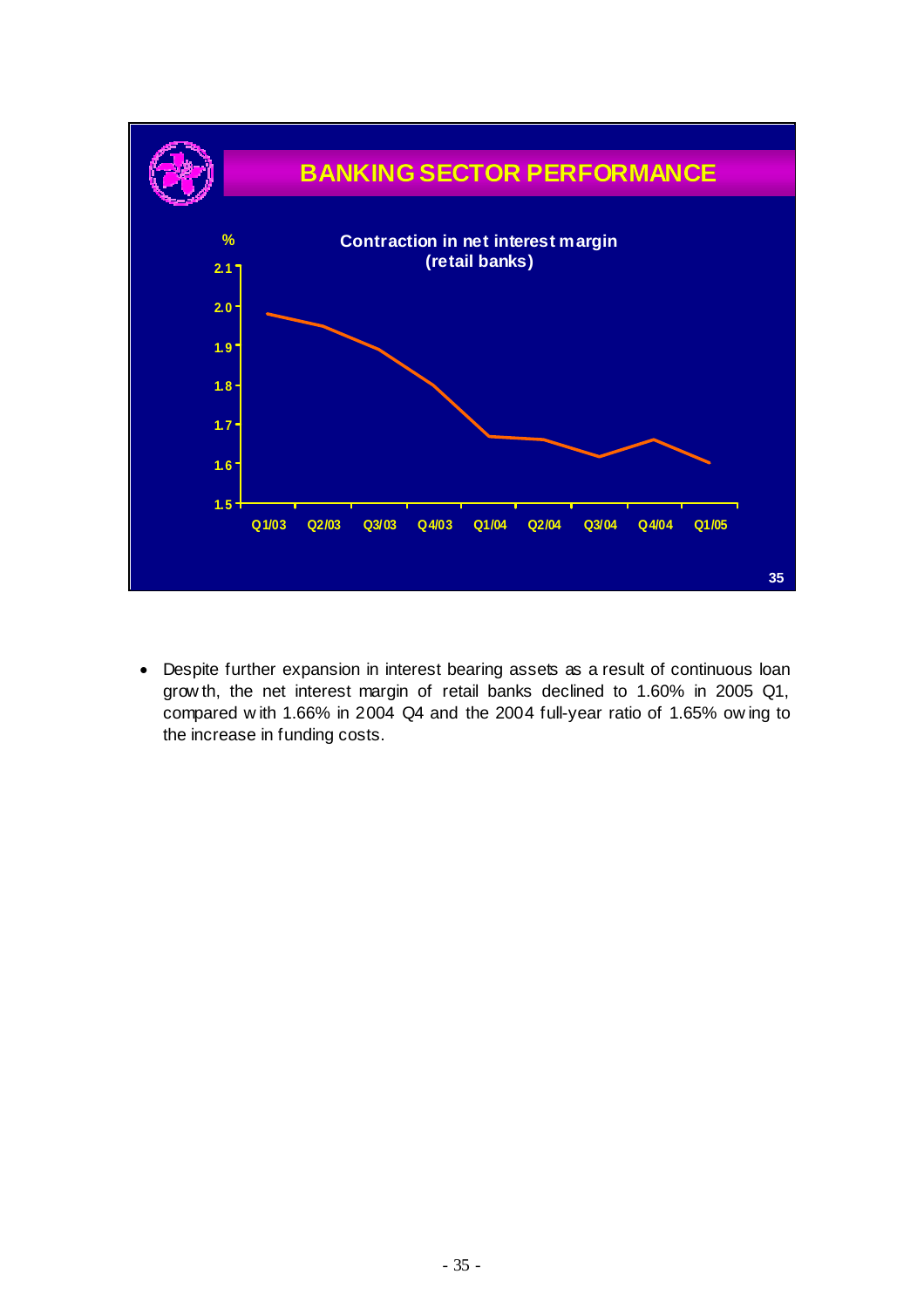## BANKING SECTOR PERFORMANCE

**Contraction in net interest margin (retail banks)**

%

- Despite further expansion in interest bearing assets as a result of continuous loan growth, the net interest margin of retail banks declined to 1.60% in 2005 Q1, compared with 1.66% in 2004 Q4 and the 2004 full-year ratio of 1.65% owing to the increase in funding costs.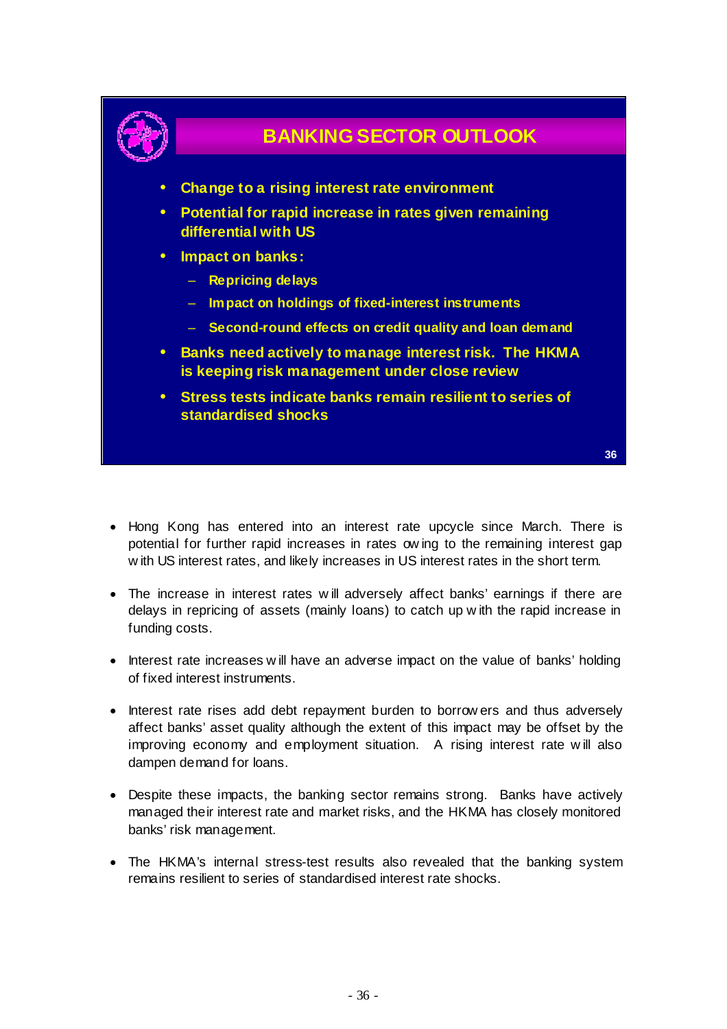## BANKING SECTOR OUTLOOK

- Change to a rising interest rate environment
- Potential for rapid increase in rates given remaining differential with US
- Impact on banks:
  - Repricing delays
  - Impact on holdings of fixed-interest instruments
  - Second-round effects on credit quality and loan demand
- Banks need actively to manage interest risk. The HKMA is keeping risk management under close review
- Stress tests indicate banks remain resilient to series of standardised shocks

- Hong Kong has entered into an interest rate upcycle since March. There is potential for further rapid increases in rates owing to the remaining interest gap with US interest rates, and likely increases in US interest rates in the short term.

- The increase in interest rates will adversely affect banks' earnings if there are delays in repricing of assets (mainly loans) to catch up with the rapid increase in funding costs.

- Interest rate increases will have an adverse impact on the value of banks' holding of fixed interest instruments.

- Interest rate rises add debt repayment burden to borrowers and thus adversely affect banks' asset quality although the extent of this impact may be offset by the improving economy and employment situation. A rising interest rate will also dampen demand for loans.

- Despite these impacts, the banking sector remains strong. Banks have actively managed their interest rate and market risks, and the HKMA has closely monitored banks' risk management.

- The HKMA's internal stress-test results also revealed that the banking system remains resilient to series of standardised interest rate shocks.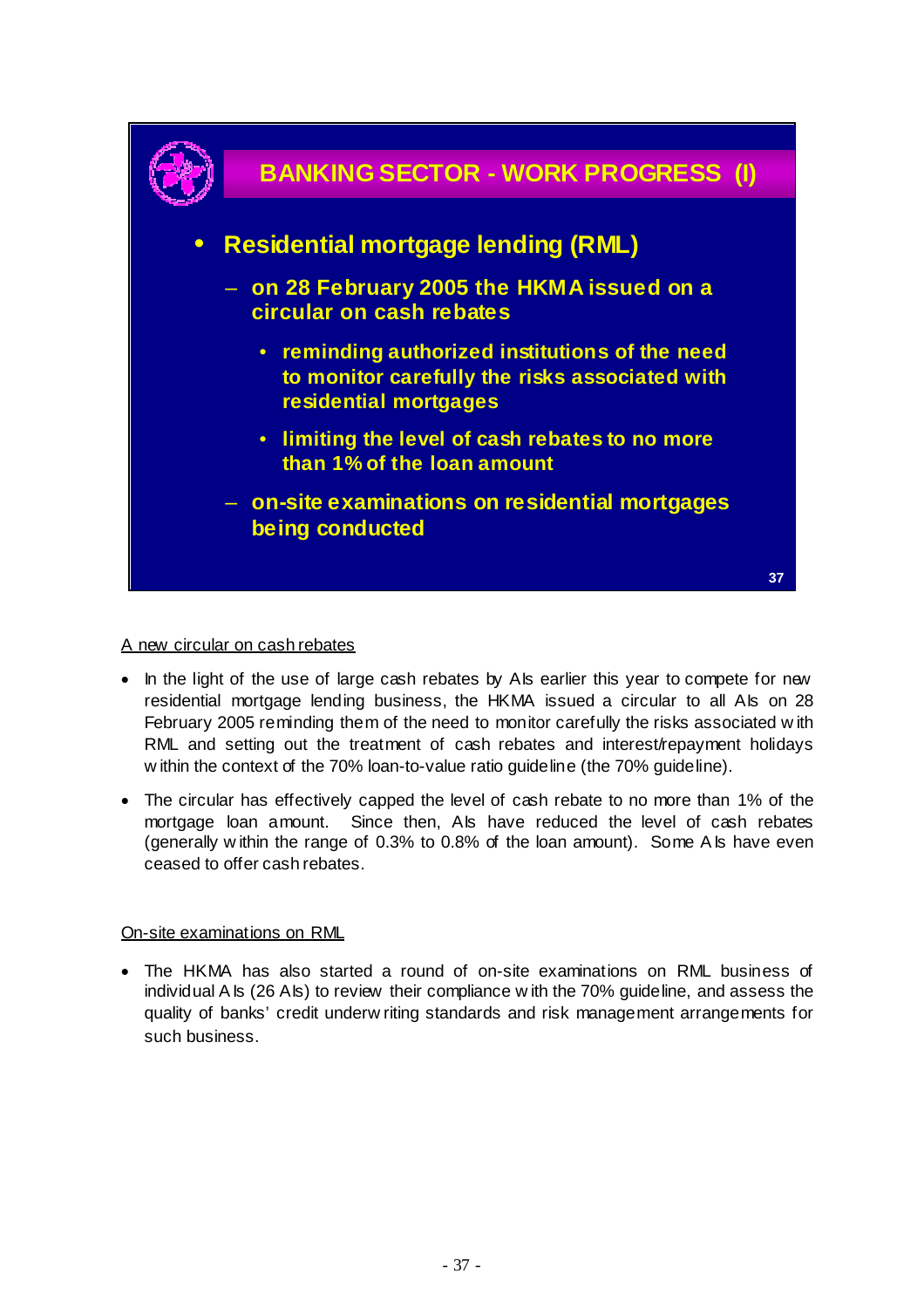## BANKING SECTOR - WORK PROGRESS (I)

- **Residential mortgage lending (RML)**
  - on 28 February 2005 the HKMA issued on a circular on cash rebates
    - reminding authorized institutions of the need to monitor carefully the risks associated with residential mortgages
    - limiting the level of cash rebates to no more than 1% of the loan amount
  - on-site examinations on residential mortgages being conducted

A new circular on cash rebates

- In the light of the use of large cash rebates by AIs earlier this year to compete for new residential mortgage lending business, the HKMA issued a circular to all AIs on 28 February 2005 reminding them of the need to monitor carefully the risks associated with RML and setting out the treatment of cash rebates and interest/repayment holidays within the context of the 70% loan-to-value ratio guideline (the 70% guideline).

- The circular has effectively capped the level of cash rebate to no more than 1% of the mortgage loan amount. Since then, AIs have reduced the level of cash rebates (generally within the range of 0.3% to 0.8% of the loan amount). Some AIs have even ceased to offer cash rebates.

On-site examinations on RML

- The HKMA has also started a round of on-site examinations on RML business of individual AIs (26 AIs) to review their compliance with the 70% guideline, and assess the quality of banks' credit underwriting standards and risk management arrangements for such business.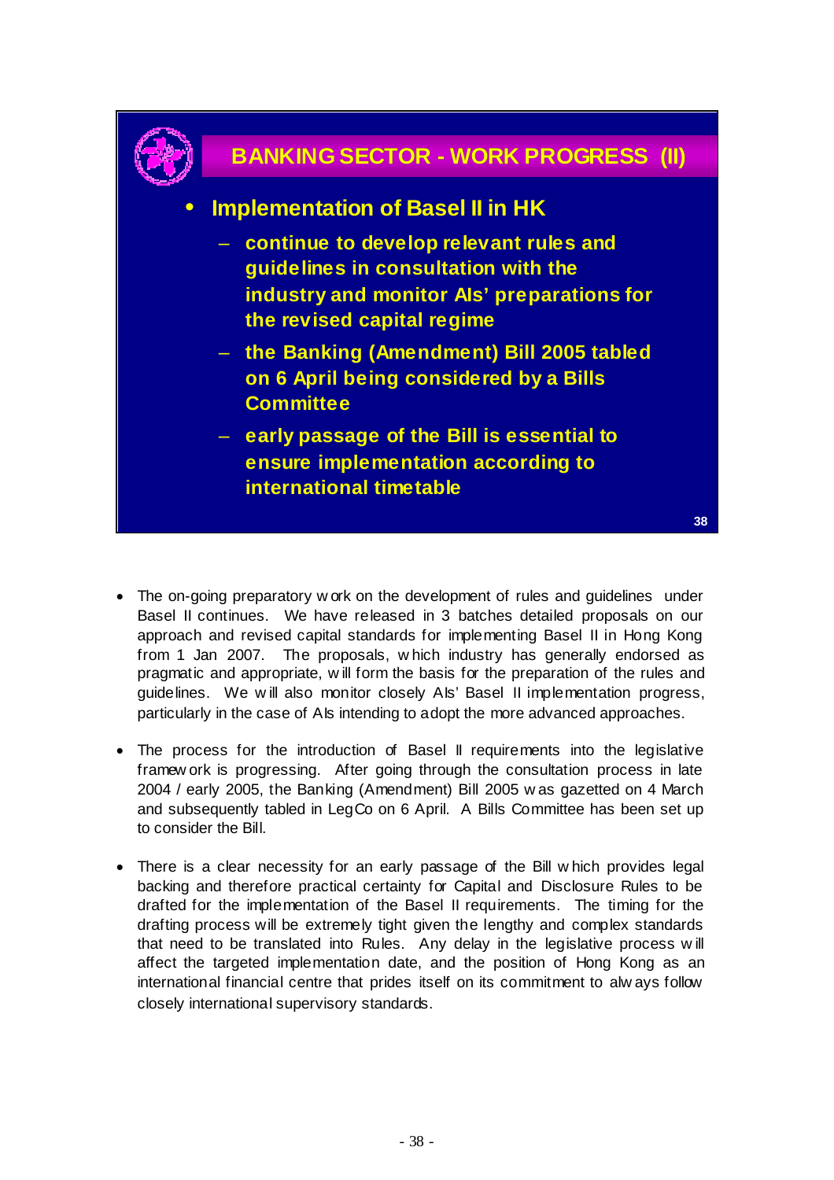## BANKING SECTOR - WORK PROGRESS (II)

- **Implementation of Basel II in HK**
  - continue to develop relevant rules and guidelines in consultation with the industry and monitor AIs' preparations for the revised capital regime
  - the Banking (Amendment) Bill 2005 tabled on 6 April being considered by a Bills Committee
  - early passage of the Bill is essential to ensure implementation according to international timetable

- The on-going preparatory work on the development of rules and guidelines under Basel II continues. We have released in 3 batches detailed proposals on our approach and revised capital standards for implementing Basel II in Hong Kong from 1 Jan 2007. The proposals, which industry has generally endorsed as pragmatic and appropriate, will form the basis for the preparation of the rules and guidelines. We will also monitor closely AIs' Basel II implementation progress, particularly in the case of AIs intending to adopt the more advanced approaches.

- The process for the introduction of Basel II requirements into the legislative framework is progressing. After going through the consultation process in late 2004 / early 2005, the Banking (Amendment) Bill 2005 was gazetted on 4 March and subsequently tabled in LegCo on 6 April. A Bills Committee has been set up to consider the Bill.

- There is a clear necessity for an early passage of the Bill which provides legal backing and therefore practical certainty for Capital and Disclosure Rules to be drafted for the implementation of the Basel II requirements. The timing for the drafting process will be extremely tight given the lengthy and complex standards that need to be translated into Rules. Any delay in the legislative process will affect the targeted implementation date, and the position of Hong Kong as an international financial centre that prides itself on its commitment to always follow closely international supervisory standards.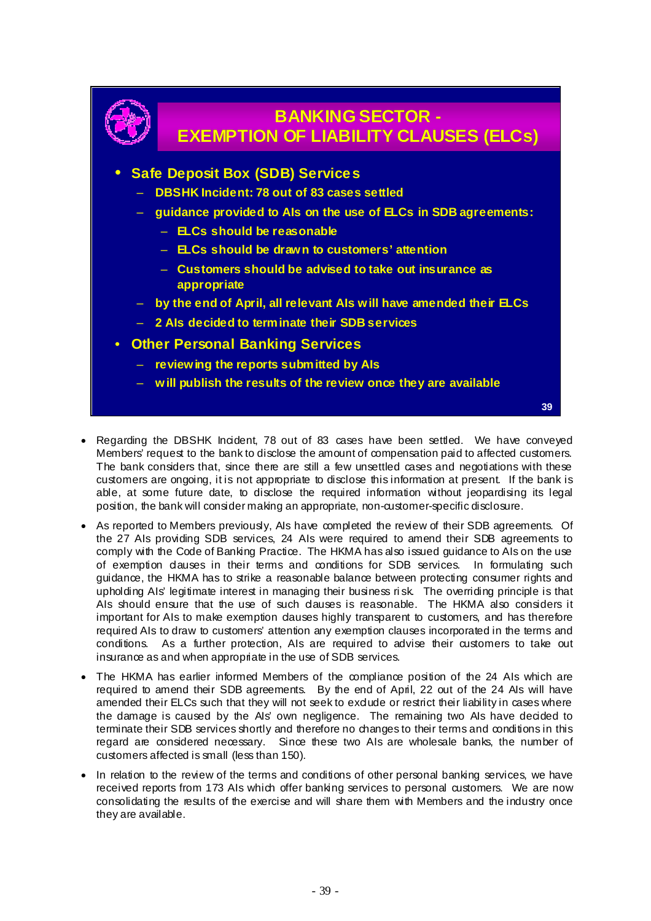## BANKING SECTOR - EXEMPTION OF LIABILITY CLAUSES (ELCs)

- **Safe Deposit Box (SDB) Services**
  - **DBSHK Incident: 78 out of 83 cases settled**
  - **guidance provided to AIs on the use of ELCs in SDB agreements:**
    - **ELCs should be reasonable**
    - **ELCs should be drawn to customers' attention**
    - **Customers should be advised to take out insurance as appropriate**
  - **by the end of April, all relevant AIs will have amended their ELCs**
  - **2 AIs decided to terminate their SDB services**
- **Other Personal Banking Services**
  - **reviewing the reports submitted by AIs**
  - **will publish the results of the review once they are available**

- Regarding the DBSHK Incident, 78 out of 83 cases have been settled. We have conveyed Members' request to the bank to disclose the amount of compensation paid to affected customers. The bank considers that, since there are still a few unsettled cases and negotiations with these customers are ongoing, it is not appropriate to disclose this information at present. If the bank is able, at some future date, to disclose the required information without jeopardising its legal position, the bank will consider making an appropriate, non-customer-specific disclosure.

- As reported to Members previously, AIs have completed the review of their SDB agreements. Of the 27 AIs providing SDB services, 24 AIs were required to amend their SDB agreements to comply with the Code of Banking Practice. The HKMA has also issued guidance to AIs on the use of exemption clauses in their terms and conditions for SDB services. In formulating such guidance, the HKMA has to strike a reasonable balance between protecting consumer rights and upholding AIs' legitimate interest in managing their business risk. The overriding principle is that AIs should ensure that the use of such clauses is reasonable. The HKMA also considers it important for AIs to make exemption clauses highly transparent to customers, and has therefore required AIs to draw to customers' attention any exemption clauses incorporated in the terms and conditions. As a further protection, AIs are required to advise their customers to take out insurance as and when appropriate in the use of SDB services.

- The HKMA has earlier informed Members of the compliance position of the 24 AIs which are required to amend their SDB agreements. By the end of April, 22 out of the 24 AIs will have amended their ELCs such that they will not seek to exclude or restrict their liability in cases where the damage is caused by the AIs' own negligence. The remaining two AIs have decided to terminate their SDB services shortly and therefore no changes to their terms and conditions in this regard are considered necessary. Since these two AIs are wholesale banks, the number of customers affected is small (less than 150).

- In relation to the review of the terms and conditions of other personal banking services, we have received reports from 173 AIs which offer banking services to personal customers. We are now consolidating the results of the exercise and will share them with Members and the industry once they are available.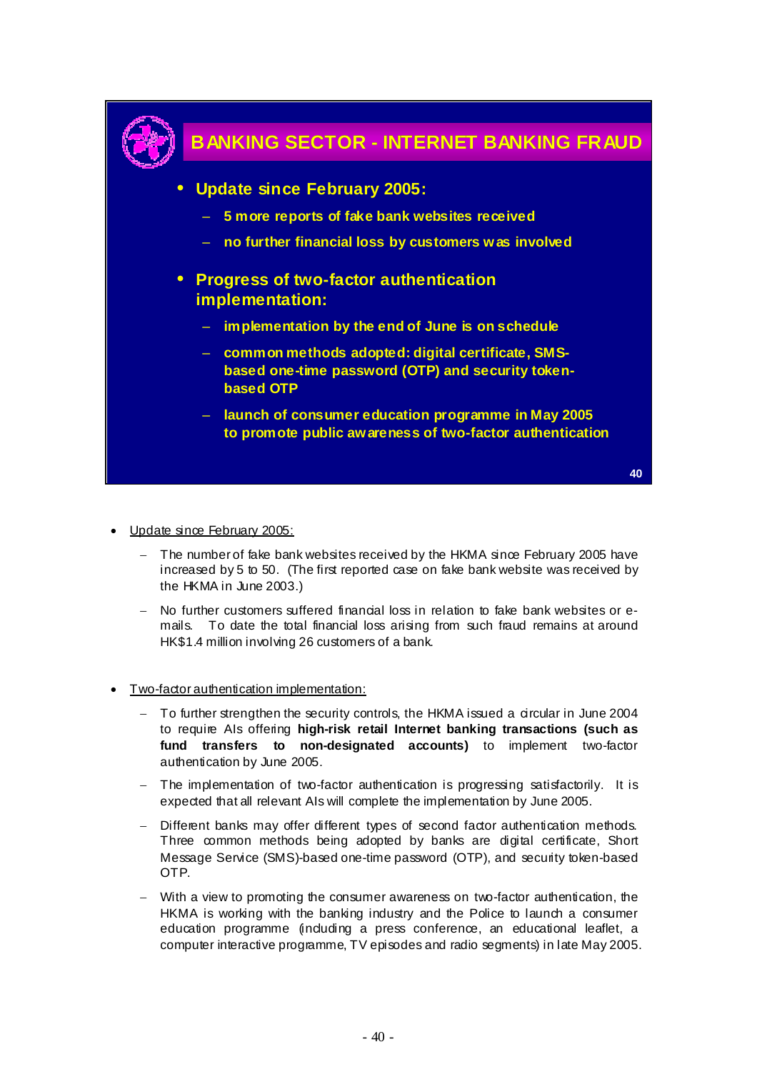## BANKING SECTOR - INTERNET BANKING FRAUD

- **Update since February 2005:**
  - **5 more reports of fake bank websites received**
  - **no further financial loss by customers was involved**
- **Progress of two-factor authentication implementation:**
  - **implementation by the end of June is on schedule**
  - **common methods adopted: digital certificate, SMS-based one-time password (OTP) and security token-based OTP**
  - **launch of consumer education programme in May 2005 to promote public awareness of two-factor authentication**

- Update since February 2005:
  - The number of fake bank websites received by the HKMA since February 2005 have increased by 5 to 50. (The first reported case on fake bank website was received by the HKMA in June 2003.)
  - No further customers suffered financial loss in relation to fake bank websites or e-mails. To date the total financial loss arising from such fraud remains at around HK$1.4 million involving 26 customers of a bank.

- Two-factor authentication implementation:
  - To further strengthen the security controls, the HKMA issued a circular in June 2004 to require AIs offering **high-risk retail Internet banking transactions (such as fund transfers to non-designated accounts)** to implement two-factor authentication by June 2005.
  - The implementation of two-factor authentication is progressing satisfactorily. It is expected that all relevant AIs will complete the implementation by June 2005.
  - Different banks may offer different types of second factor authentication methods. Three common methods being adopted by banks are digital certificate, Short Message Service (SMS)-based one-time password (OTP), and security token-based OTP.
  - With a view to promoting the consumer awareness on two-factor authentication, the HKMA is working with the banking industry and the Police to launch a consumer education programme (including a press conference, an educational leaflet, a computer interactive programme, TV episodes and radio segments) in late May 2005.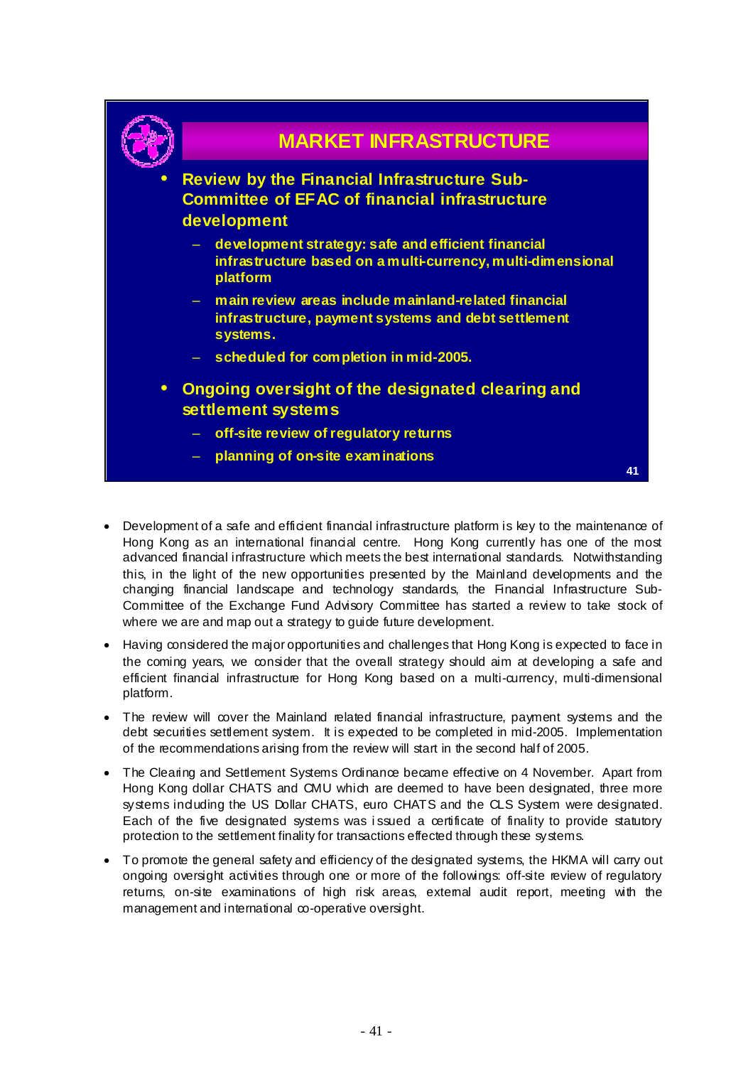## MARKET INFRASTRUCTURE

- **Review by the Financial Infrastructure Sub-Committee of EFAC of financial infrastructure development**
  - development strategy: safe and efficient financial infrastructure based on a multi-currency, multi-dimensional platform
  - main review areas include mainland-related financial infrastructure, payment systems and debt settlement systems.
  - scheduled for completion in mid-2005.
- **Ongoing oversight of the designated clearing and settlement systems**
  - off-site review of regulatory returns
  - planning of on-site examinations

---

- Development of a safe and efficient financial infrastructure platform is key to the maintenance of Hong Kong as an international financial centre. Hong Kong currently has one of the most advanced financial infrastructure which meets the best international standards. Notwithstanding this, in the light of the new opportunities presented by the Mainland developments and the changing financial landscape and technology standards, the Financial Infrastructure Sub-Committee of the Exchange Fund Advisory Committee has started a review to take stock of where we are and map out a strategy to guide future development.
- Having considered the major opportunities and challenges that Hong Kong is expected to face in the coming years, we consider that the overall strategy should aim at developing a safe and efficient financial infrastructure for Hong Kong based on a multi-currency, multi-dimensional platform.
- The review will cover the Mainland related financial infrastructure, payment systems and the debt securities settlement system. It is expected to be completed in mid-2005. Implementation of the recommendations arising from the review will start in the second half of 2005.
- The Clearing and Settlement Systems Ordinance became effective on 4 November. Apart from Hong Kong dollar CHATS and CMU which are deemed to have been designated, three more systems including the US Dollar CHATS, euro CHATS and the CLS System were designated. Each of the five designated systems was issued a certificate of finality to provide statutory protection to the settlement finality for transactions effected through these systems.
- To promote the general safety and efficiency of the designated systems, the HKMA will carry out ongoing oversight activities through one or more of the followings: off-site review of regulatory returns, on-site examinations of high risk areas, external audit report, meeting with the management and international co-operative oversight.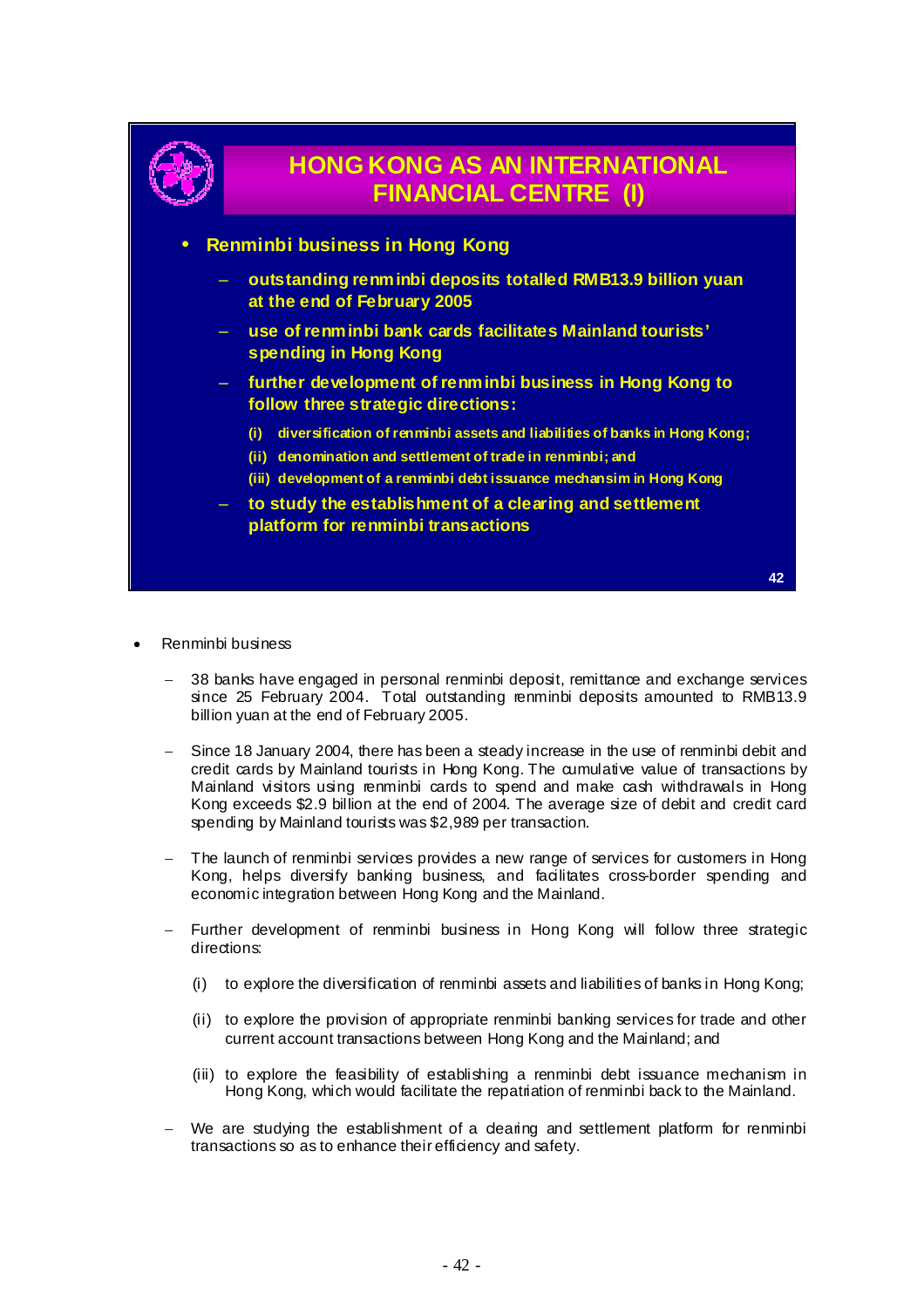## HONG KONG AS AN INTERNATIONAL FINANCIAL CENTRE (I)

- **Renminbi business in Hong Kong**
  - **outstanding renminbi deposits totalled RMB13.9 billion yuan at the end of February 2005**
  - **use of renminbi bank cards facilitates Mainland tourists' spending in Hong Kong**
  - **further development of renminbi business in Hong Kong to follow three strategic directions:**
    - **(i) diversification of renminbi assets and liabilities of banks in Hong Kong;**
    - **(ii) denomination and settlement of trade in renminbi; and**
    - **(iii) development of a renminbi debt issuance mechansim in Hong Kong**
  - **to study the establishment of a clearing and settlement platform for renminbi transactions**

- Renminbi business
  - 38 banks have engaged in personal renminbi deposit, remittance and exchange services since 25 February 2004. Total outstanding renminbi deposits amounted to RMB13.9 billion yuan at the end of February 2005.
  - Since 18 January 2004, there has been a steady increase in the use of renminbi debit and credit cards by Mainland tourists in Hong Kong. The cumulative value of transactions by Mainland visitors using renminbi cards to spend and make cash withdrawals in Hong Kong exceeds $2.9 billion at the end of 2004. The average size of debit and credit card spending by Mainland tourists was $2,989 per transaction.
  - The launch of renminbi services provides a new range of services for customers in Hong Kong, helps diversify banking business, and facilitates cross-border spending and economic integration between Hong Kong and the Mainland.
  - Further development of renminbi business in Hong Kong will follow three strategic directions:
    - (i) to explore the diversification of renminbi assets and liabilities of banks in Hong Kong;
    - (ii) to explore the provision of appropriate renminbi banking services for trade and other current account transactions between Hong Kong and the Mainland; and
    - (iii) to explore the feasibility of establishing a renminbi debt issuance mechanism in Hong Kong, which would facilitate the repatriation of renminbi back to the Mainland.
  - We are studying the establishment of a clearing and settlement platform for renminbi transactions so as to enhance their efficiency and safety.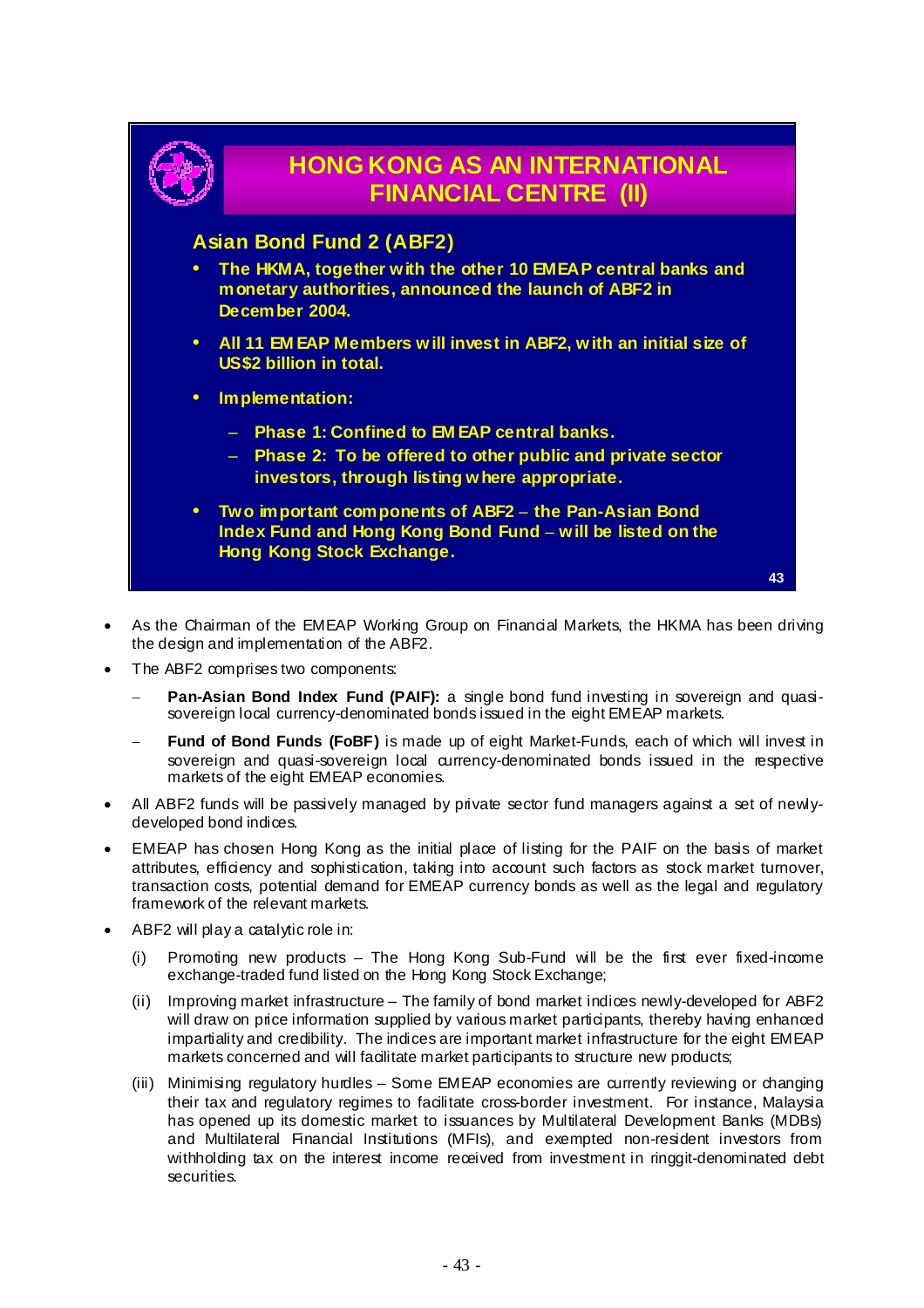## HONG KONG AS AN INTERNATIONAL FINANCIAL CENTRE (II)

### Asian Bond Fund 2 (ABF2)

- **The HKMA, together with the other 10 EMEAP central banks and monetary authorities, announced the launch of ABF2 in December 2004.**
- **All 11 EMEAP Members will invest in ABF2, with an initial size of US$2 billion in total.**
- **Implementation:**
  - **Phase 1: Confined to EMEAP central banks.**
  - **Phase 2: To be offered to other public and private sector investors, through listing where appropriate.**
- **Two important components of ABF2 – the Pan-Asian Bond Index Fund and Hong Kong Bond Fund – will be listed on the Hong Kong Stock Exchange.**

---

- As the Chairman of the EMEAP Working Group on Financial Markets, the HKMA has been driving the design and implementation of the ABF2.
- The ABF2 comprises two components:
  - **Pan-Asian Bond Index Fund (PAIF):** a single bond fund investing in sovereign and quasi-sovereign local currency-denominated bonds issued in the eight EMEAP markets.
  - **Fund of Bond Funds (FoBF)** is made up of eight Market-Funds, each of which will invest in sovereign and quasi-sovereign local currency-denominated bonds issued in the respective markets of the eight EMEAP economies.
- All ABF2 funds will be passively managed by private sector fund managers against a set of newly-developed bond indices.
- EMEAP has chosen Hong Kong as the initial place of listing for the PAIF on the basis of market attributes, efficiency and sophistication, taking into account such factors as stock market turnover, transaction costs, potential demand for EMEAP currency bonds as well as the legal and regulatory framework of the relevant markets.
- ABF2 will play a catalytic role in:

  (i) Promoting new products – The Hong Kong Sub-Fund will be the first ever fixed-income exchange-traded fund listed on the Hong Kong Stock Exchange;

  (ii) Improving market infrastructure – The family of bond market indices newly-developed for ABF2 will draw on price information supplied by various market participants, thereby having enhanced impartiality and credibility. The indices are important market infrastructure for the eight EMEAP markets concerned and will facilitate market participants to structure new products;

  (iii) Minimising regulatory hurdles – Some EMEAP economies are currently reviewing or changing their tax and regulatory regimes to facilitate cross-border investment. For instance, Malaysia has opened up its domestic market to issuances by Multilateral Development Banks (MDBs) and Multilateral Financial Institutions (MFIs), and exempted non-resident investors from withholding tax on the interest income received from investment in ringgit-denominated debt securities.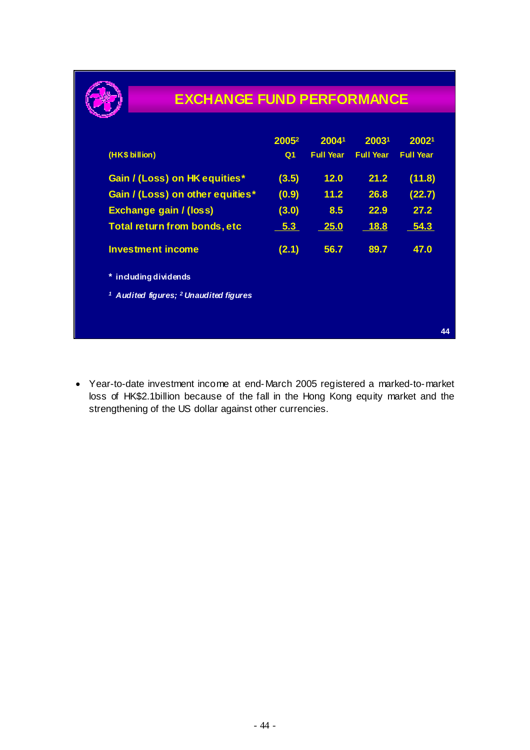## EXCHANGE FUND PERFORMANCE

| (HK$ billion) | 2005[2] Q1 | 2004[1] Full Year | 2003[1] Full Year | 2002[1] Full Year |
|---|---|---|---|---|
| Gain / (Loss) on HK equities* | (3.5) | 12.0 | 21.2 | (11.8) |
| Gain / (Loss) on other equities* | (0.9) | 11.2 | 26.8 | (22.7) |
| Exchange gain / (loss) | (3.0) | 8.5 | 22.9 | 27.2 |
| Total return from bonds, etc | 5.3 | 25.0 | 18.8 | 54.3 |
| Investment income | (2.1) | 56.7 | 89.7 | 47.0 |

\* including dividends

*[1] Audited figures; [2] Unaudited figures*

- Year-to-date investment income at end-March 2005 registered a marked-to-market loss of HK$2.1billion because of the fall in the Hong Kong equity market and the strengthening of the US dollar against other currencies.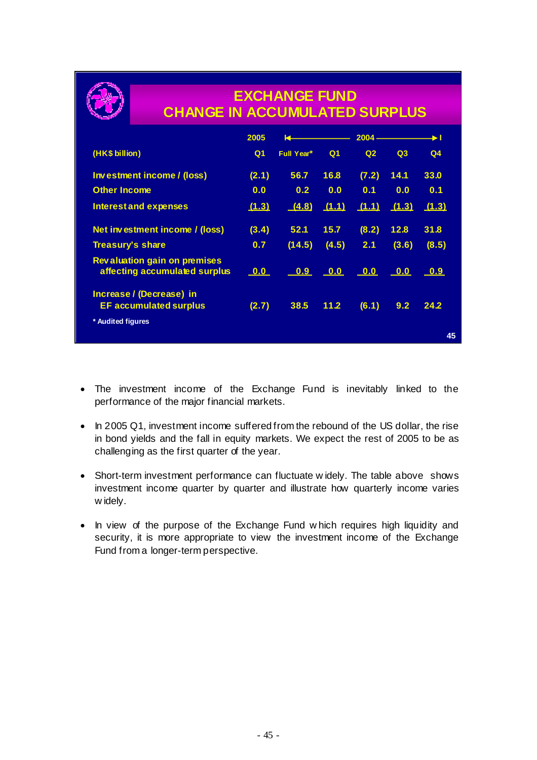## EXCHANGE FUND
## CHANGE IN ACCUMULATED SURPLUS

| (HK$ billion) | 2005 Q1 | 2004 Full Year* | 2004 Q1 | 2004 Q2 | 2004 Q3 | 2004 Q4 |
|---|---|---|---|---|---|---|
| Investment income / (loss) | (2.1) | 56.7 | 16.8 | (7.2) | 14.1 | 33.0 |
| Other Income | 0.0 | 0.2 | 0.0 | 0.1 | 0.0 | 0.1 |
| Interest and expenses | (1.3) | (4.8) | (1.1) | (1.1) | (1.3) | (1.3) |
| Net investment income / (loss) | (3.4) | 52.1 | 15.7 | (8.2) | 12.8 | 31.8 |
| Treasury's share | 0.7 | (14.5) | (4.5) | 2.1 | (3.6) | (8.5) |
| Revaluation gain on premises affecting accumulated surplus | 0.0 | 0.9 | 0.0 | 0.0 | 0.0 | 0.9 |
| Increase / (Decrease) in EF accumulated surplus | (2.7) | 38.5 | 11.2 | (6.1) | 9.2 | 24.2 |

\* Audited figures

- The investment income of the Exchange Fund is inevitably linked to the performance of the major financial markets.
- In 2005 Q1, investment income suffered from the rebound of the US dollar, the rise in bond yields and the fall in equity markets. We expect the rest of 2005 to be as challenging as the first quarter of the year.
- Short-term investment performance can fluctuate widely. The table above shows investment income quarter by quarter and illustrate how quarterly income varies widely.
- In view of the purpose of the Exchange Fund which requires high liquidity and security, it is more appropriate to view the investment income of the Exchange Fund from a longer-term perspective.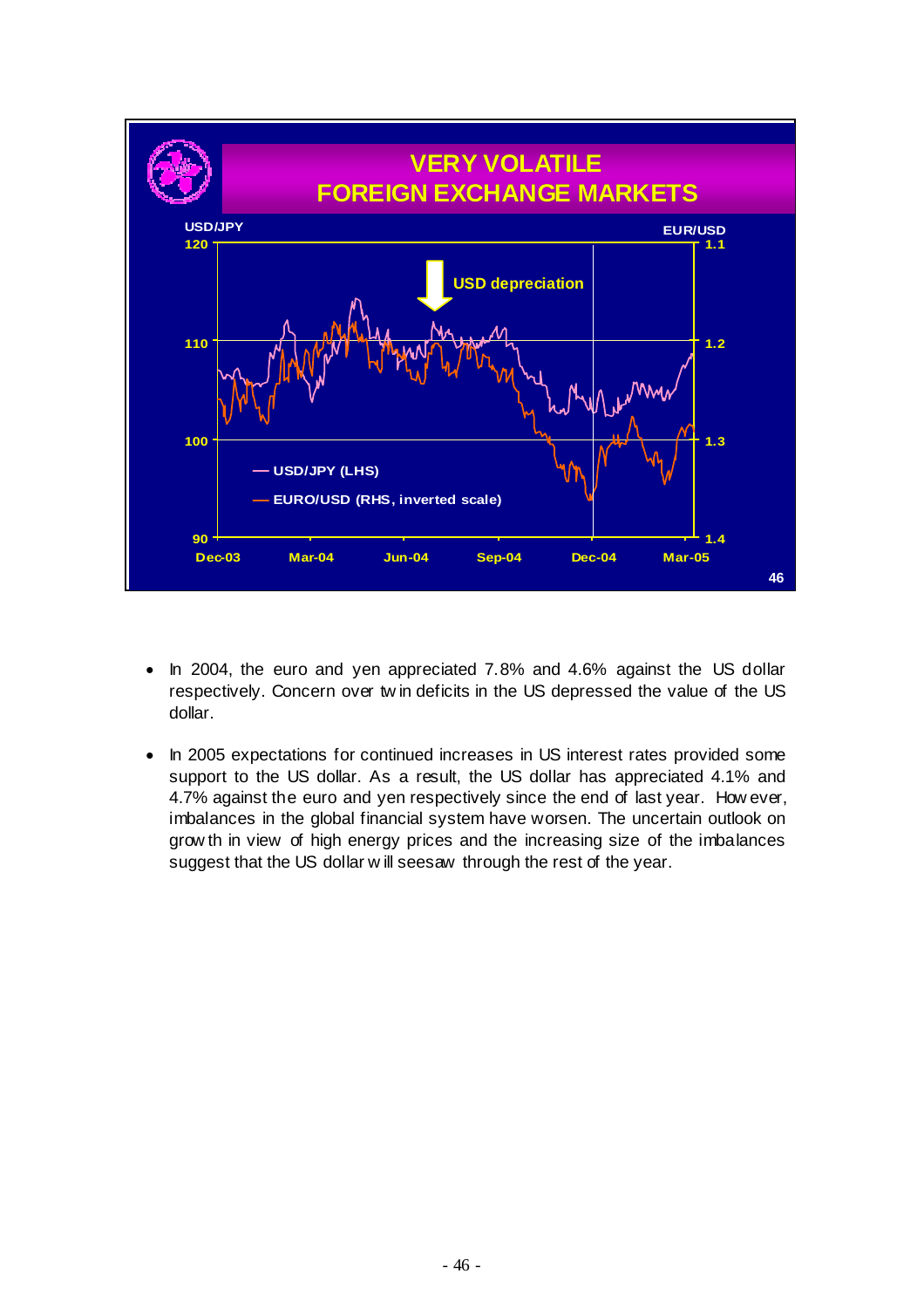## VERY VOLATILE FOREIGN EXCHANGE MARKETS

USD/JPY (LHS) and EURO/USD (RHS, inverted scale), Dec-03 to Mar-05 — USD depreciation

- In 2004, the euro and yen appreciated 7.8% and 4.6% against the US dollar respectively. Concern over twin deficits in the US depressed the value of the US dollar.

- In 2005 expectations for continued increases in US interest rates provided some support to the US dollar. As a result, the US dollar has appreciated 4.1% and 4.7% against the euro and yen respectively since the end of last year. However, imbalances in the global financial system have worsen. The uncertain outlook on growth in view of high energy prices and the increasing size of the imbalances suggest that the US dollar will seesaw through the rest of the year.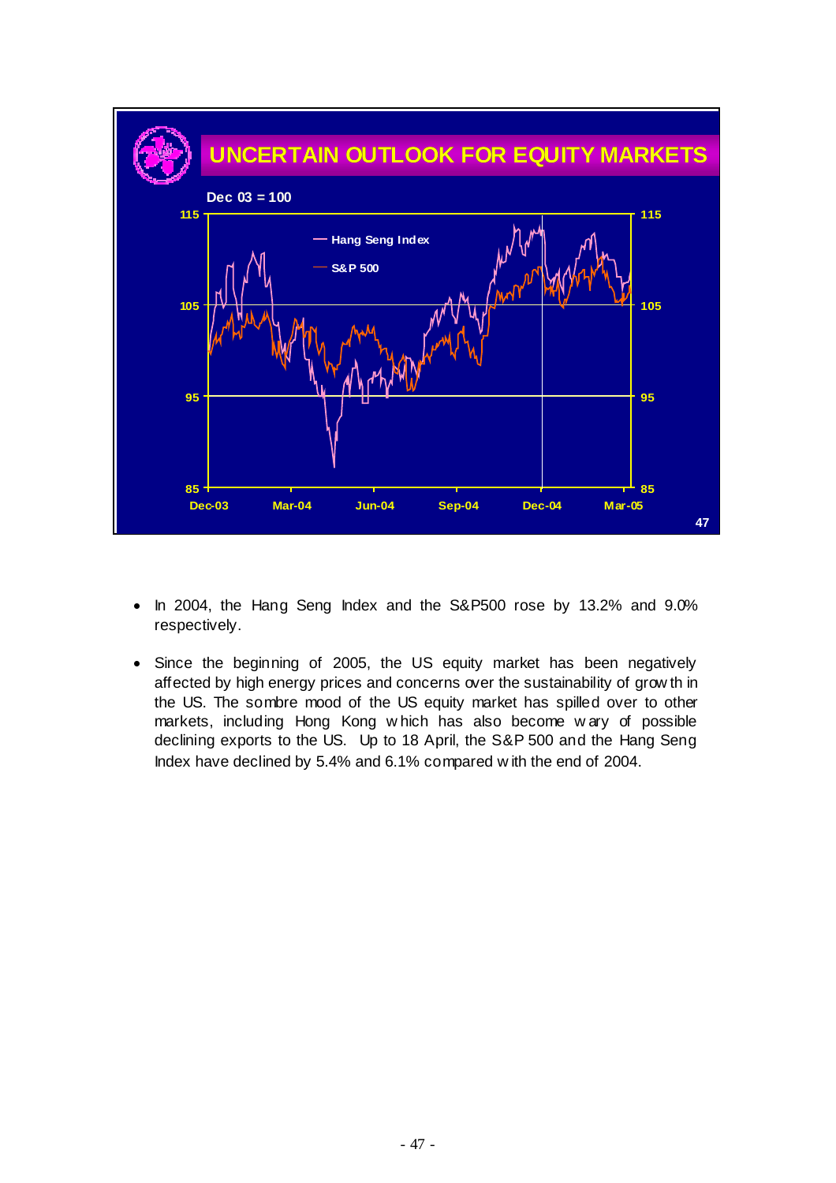## UNCERTAIN OUTLOOK FOR EQUITY MARKETS

Dec 03 = 100

- Hang Seng Index
- S&P 500

- In 2004, the Hang Seng Index and the S&P500 rose by 13.2% and 9.0% respectively.

- Since the beginning of 2005, the US equity market has been negatively affected by high energy prices and concerns over the sustainability of growth in the US. The sombre mood of the US equity market has spilled over to other markets, including Hong Kong which has also become wary of possible declining exports to the US. Up to 18 April, the S&P 500 and the Hang Seng Index have declined by 5.4% and 6.1% compared with the end of 2004.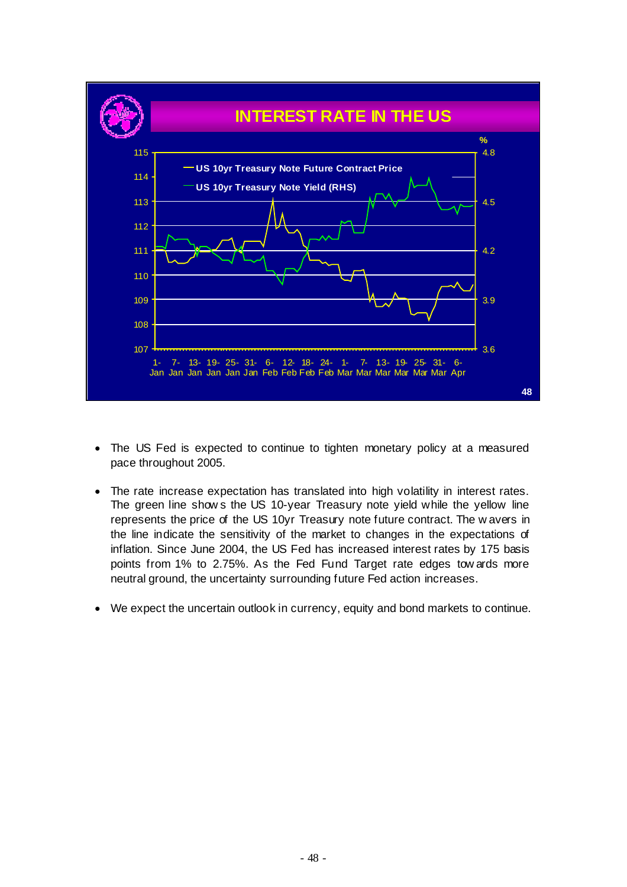**INTEREST RATE IN THE US**

- The US Fed is expected to continue to tighten monetary policy at a measured pace throughout 2005.

- The rate increase expectation has translated into high volatility in interest rates. The green line shows the US 10-year Treasury note yield while the yellow line represents the price of the US 10yr Treasury note future contract. The wavers in the line indicate the sensitivity of the market to changes in the expectations of inflation. Since June 2004, the US Fed has increased interest rates by 175 basis points from 1% to 2.75%. As the Fed Fund Target rate edges towards more neutral ground, the uncertainty surrounding future Fed action increases.

- We expect the uncertain outlook in currency, equity and bond markets to continue.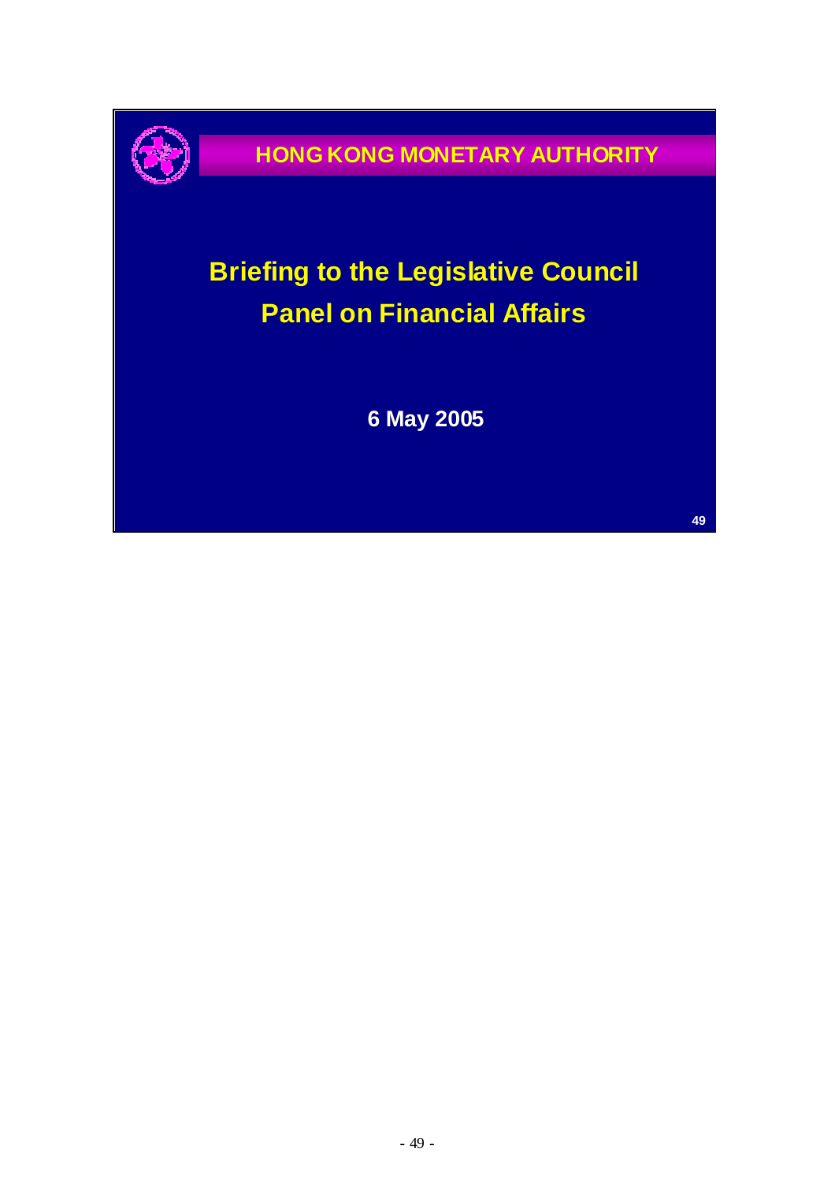HONG KONG MONETARY AUTHORITY

# Briefing to the Legislative Council Panel on Financial Affairs

**6 May 2005**